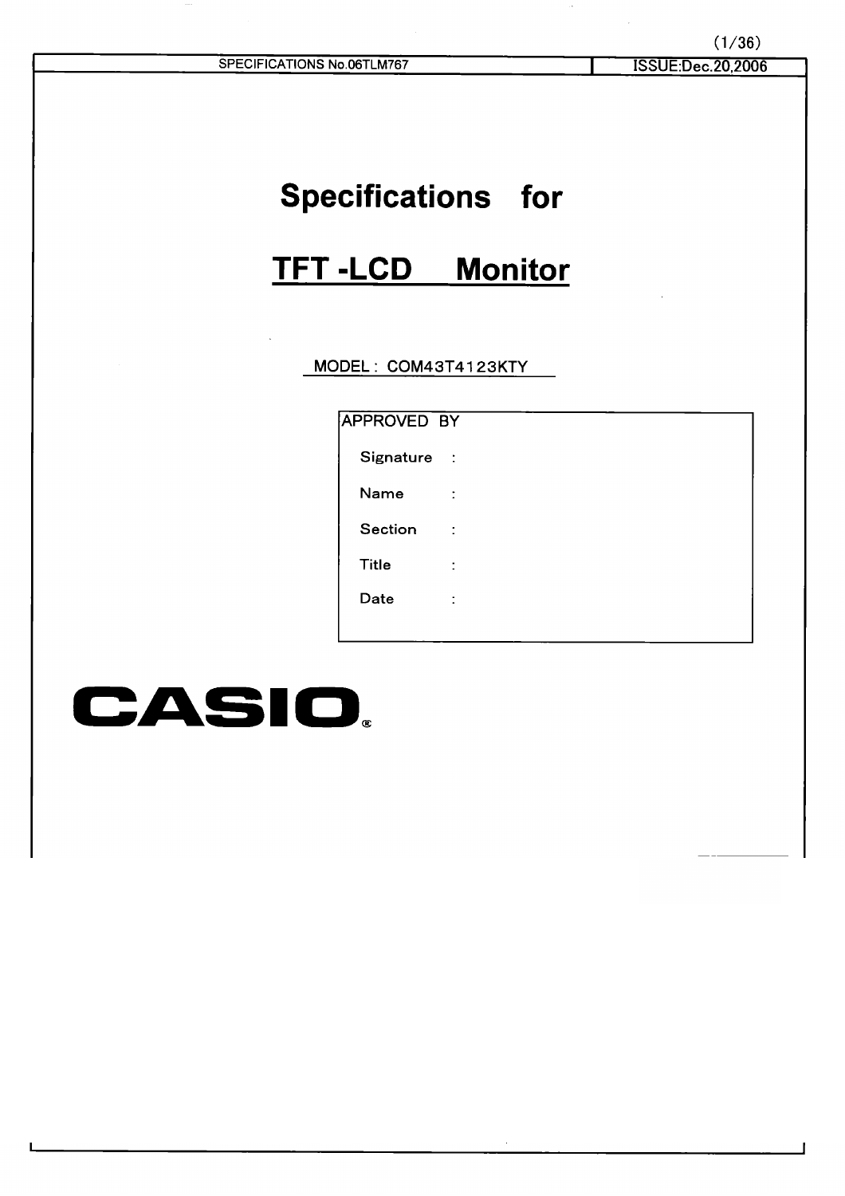SPECIFICATIONS No.06TLM767 | ISSUE:Dec.20,2006

# Specifications for

# TFT -LCD Monitor

MODEL : COM43T4123KTY

| APPROVED BY | |
|---|---|
| Signature | : |
| Name | : |
| Section | : |
| Title | : |
| Date | : |

CASIO®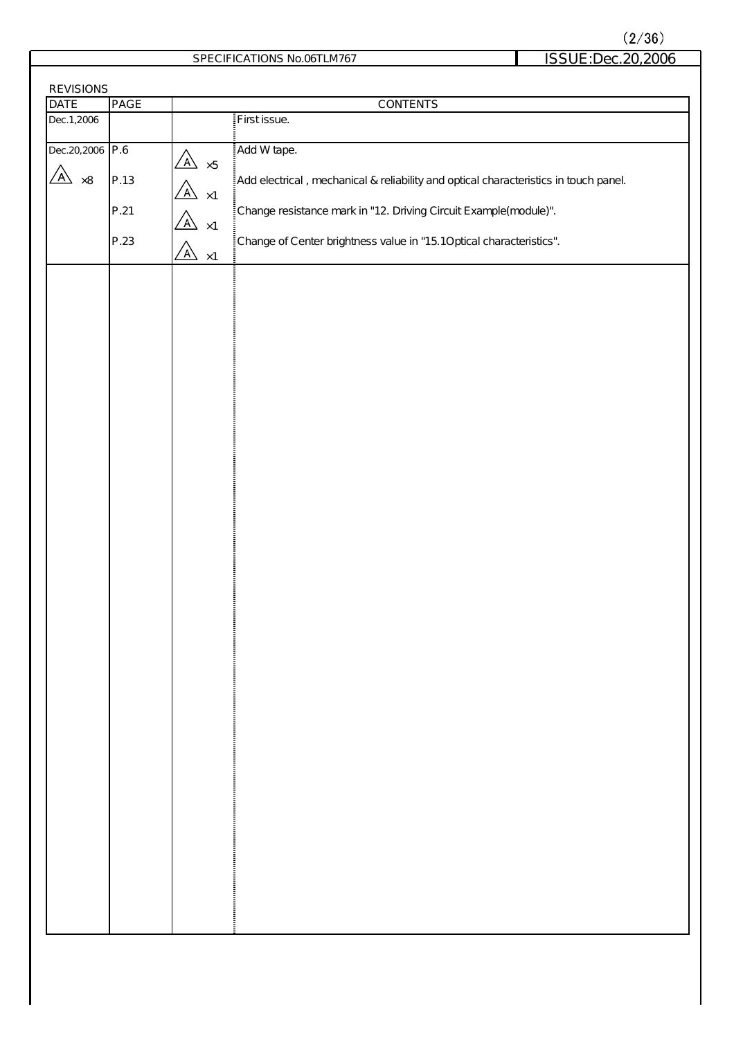REVISIONS

| DATE | PAGE | | CONTENTS |
|---|---|---|---|
| Dec.1,2006 | | | First issue. |
| Dec.20,2006 | P.6 | A ×5 | Add W tape. |
| A ×8 | P.13 | A ×1 | Add electrical , mechanical & reliability and optical characteristics in touch panel. |
| | P.21 | A ×1 | Change resistance mark in "12. Driving Circuit Example(module)". |
| | P.23 | A ×1 | Change of Center brightness value in "15.1Optical characteristics". |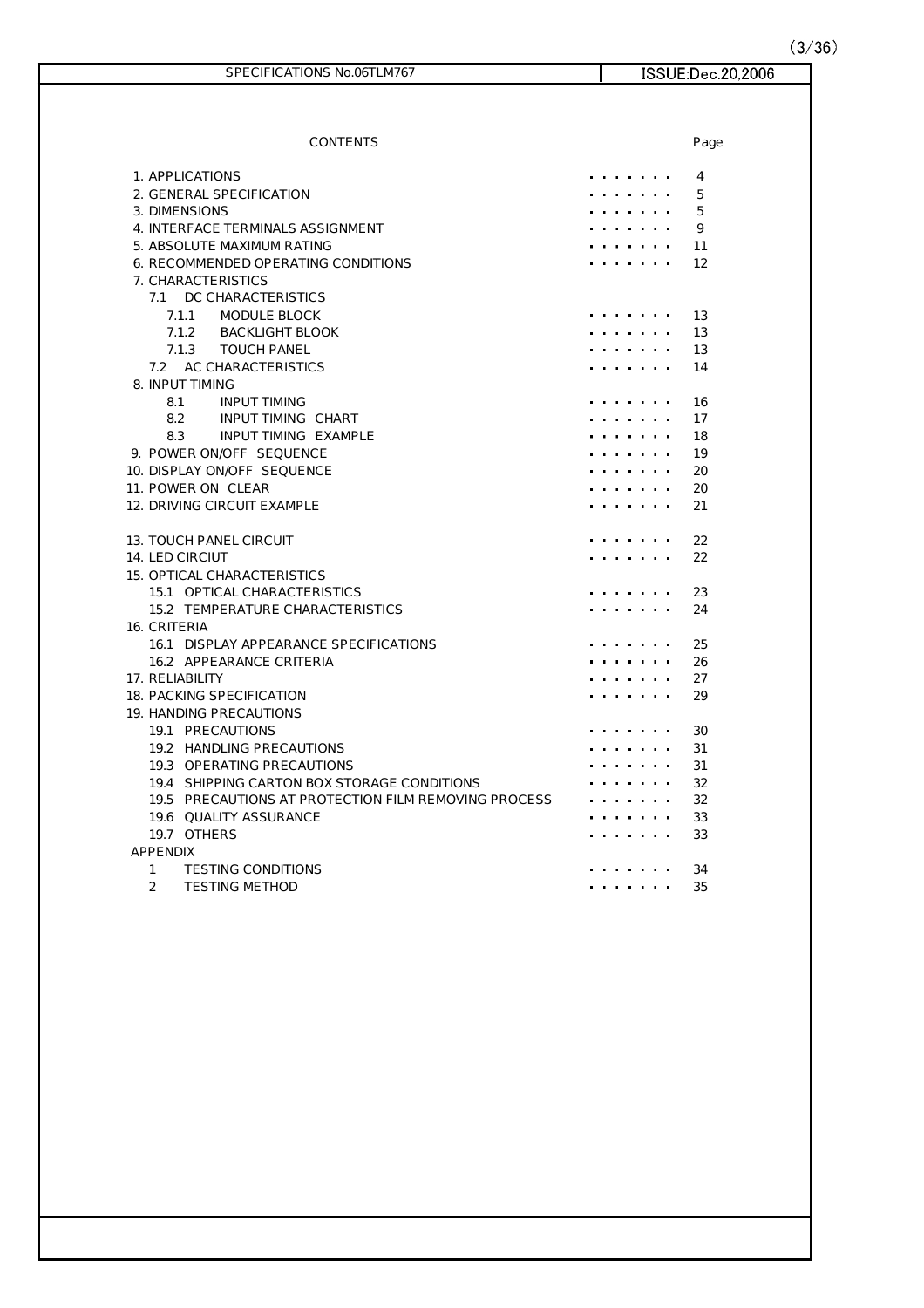| CONTENTS | Page |
|---|---|
| 1. APPLICATIONS | 4 |
| 2. GENERAL SPECIFICATION | 5 |
| 3. DIMENSIONS | 5 |
| 4. INTERFACE TERMINALS ASSIGNMENT | 9 |
| 5. ABSOLUTE MAXIMUM RATING | 11 |
| 6. RECOMMENDED OPERATING CONDITIONS | 12 |
| 7. CHARACTERISTICS | |
| 7.1 DC CHARACTERISTICS | |
| 7.1.1 MODULE BLOCK | 13 |
| 7.1.2 BACKLIGHT BLOOK | 13 |
| 7.1.3 TOUCH PANEL | 13 |
| 7.2 AC CHARACTERISTICS | 14 |
| 8. INPUT TIMING | |
| 8.1 INPUT TIMING | 16 |
| 8.2 INPUT TIMING CHART | 17 |
| 8.3 INPUT TIMING EXAMPLE | 18 |
| 9. POWER ON/OFF SEQUENCE | 19 |
| 10. DISPLAY ON/OFF SEQUENCE | 20 |
| 11. POWER ON CLEAR | 20 |
| 12. DRIVING CIRCUIT EXAMPLE | 21 |
| 13. TOUCH PANEL CIRCUIT | 22 |
| 14. LED CIRCIUT | 22 |
| 15. OPTICAL CHARACTERISTICS | |
| 15.1 OPTICAL CHARACTERISTICS | 23 |
| 15.2 TEMPERATURE CHARACTERISTICS | 24 |
| 16. CRITERIA | |
| 16.1 DISPLAY APPEARANCE SPECIFICATIONS | 25 |
| 16.2 APPEARANCE CRITERIA | 26 |
| 17. RELIABILITY | 27 |
| 18. PACKING SPECIFICATION | 29 |
| 19. HANDING PRECAUTIONS | |
| 19.1 PRECAUTIONS | 30 |
| 19.2 HANDLING PRECAUTIONS | 31 |
| 19.3 OPERATING PRECAUTIONS | 31 |
| 19.4 SHIPPING CARTON BOX STORAGE CONDITIONS | 32 |
| 19.5 PRECAUTIONS AT PROTECTION FILM REMOVING PROCESS | 32 |
| 19.6 QUALITY ASSURANCE | 33 |
| 19.7 OTHERS | 33 |
| APPENDIX | |
| 1 TESTING CONDITIONS | 34 |
| 2 TESTING METHOD | 35 |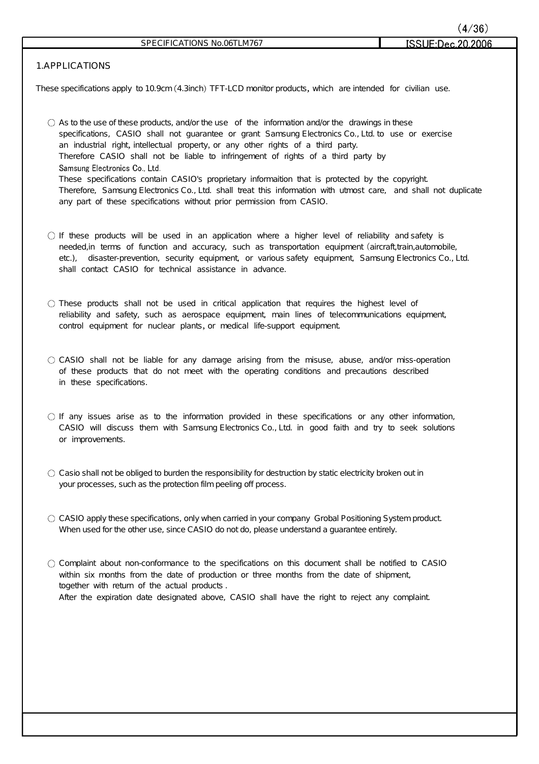## 1.APPLICATIONS

These specifications apply to 10.9cm (4.3inch) TFT-LCD monitor products, which are intended for civilian use.

- ○ As to the use of these products, and/or the use of the information and/or the drawings in these specifications, CASIO shall not guarantee or grant Samsung Electronics Co., Ltd. to use or exercise an industrial right, intellectual property, or any other rights of a third party.
  Therefore CASIO shall not be liable to infringement of rights of a third party by Samsung Electronics Co., Ltd.
  These specifications contain CASIO's proprietary informaition that is protected by the copyright.
  Therefore, Samsung Electronics Co., Ltd. shall treat this information with utmost care, and shall not duplicate any part of these specifications without prior permission from CASIO.

- ○ If these products will be used in an application where a higher level of reliability and safety is needed,in terms of function and accuracy, such as transportation equipment (aircraft,train,automobile, etc.), disaster-prevention, security equipment, or various safety equipment, Samsung Electronics Co., Ltd. shall contact CASIO for technical assistance in advance.

- ○ These products shall not be used in critical application that requires the highest level of reliability and safety, such as aerospace equipment, main lines of telecommunications equipment, control equipment for nuclear plants, or medical life-support equipment.

- ○ CASIO shall not be liable for any damage arising from the misuse, abuse, and/or miss-operation of these products that do not meet with the operating conditions and precautions described in these specifications.

- ○ If any issues arise as to the information provided in these specifications or any other information, CASIO will discuss them with Samsung Electronics Co., Ltd. in good faith and try to seek solutions or improvements.

- ○ Casio shall not be obliged to burden the responsibility for destruction by static electricity broken out in your processes, such as the protection film peeling off process.

- ○ CASIO apply these specifications, only when carried in your company Grobal Positioning System product. When used for the other use, since CASIO do not do, please understand a guarantee entirely.

- ○ Complaint about non-conformance to the specifications on this document shall be notified to CASIO within six months from the date of production or three months from the date of shipment, together with return of the actual products .
  After the expiration date designated above, CASIO shall have the right to reject any complaint.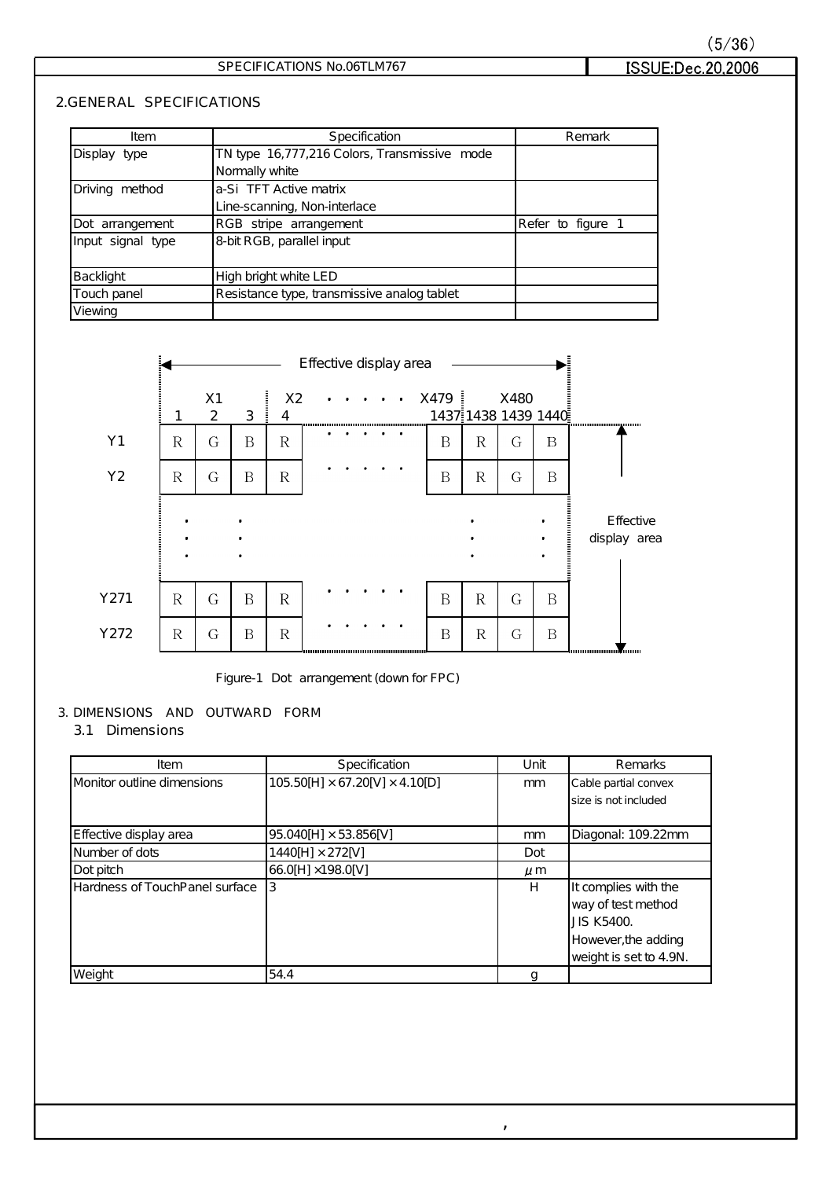## 2.GENERAL SPECIFICATIONS

| Item | Specification | Remark |
|---|---|---|
| Display type | TN type 16,777,216 Colors, Transmissive mode<br>Normally white | |
| Driving method | a-Si TFT Active matrix<br>Line-scanning, Non-interlace | |
| Dot arrangement | RGB stripe arrangement | Refer to figure 1 |
| Input signal type | 8-bit RGB, parallel input | |
| Backlight | High bright white LED | |
| Touch panel | Resistance type, transmissive analog tablet | |
| Viewing | | |

| | X1 | | | X2 | ・・・・・・ | X479 | X480 | | |
|---|---|---|---|---|---|---|---|---|---|
| | 1 | 2 | 3 | 4 | | 1437 | 1438 | 1439 | 1440 |
| Y1 | R | G | B | R | ・・・・・・ | B | R | G | B |
| Y2 | R | G | B | R | ・・・・・・ | B | R | G | B |
| ・ | ・ | | ・ | | | | ・ | | ・ |
| Y271 | R | G | B | R | ・・・・・・ | B | R | G | B |
| Y272 | R | G | B | R | ・・・・・・ | B | R | G | B |

Effective display area (horizontal: X1–X480; vertical: Y1–Y272)

Figure-1 Dot arrangement (down for FPC)

## 3. DIMENSIONS AND OUTWARD FORM

### 3.1 Dimensions

| Item | Specification | Unit | Remarks |
|---|---|---|---|
| Monitor outline dimensions | 105.50[H] × 67.20[V] × 4.10[D] | mm | Cable partial convex size is not included |
| Effective display area | 95.040[H] × 53.856[V] | mm | Diagonal: 109.22mm |
| Number of dots | 1440[H] × 272[V] | Dot | |
| Dot pitch | 66.0[H] ×198.0[V] | μm | |
| Hardness of TouchPanel surface | 3 | H | It complies with the way of test method JIS K5400. However,the adding weight is set to 4.9N. |
| Weight | 54.4 | g | |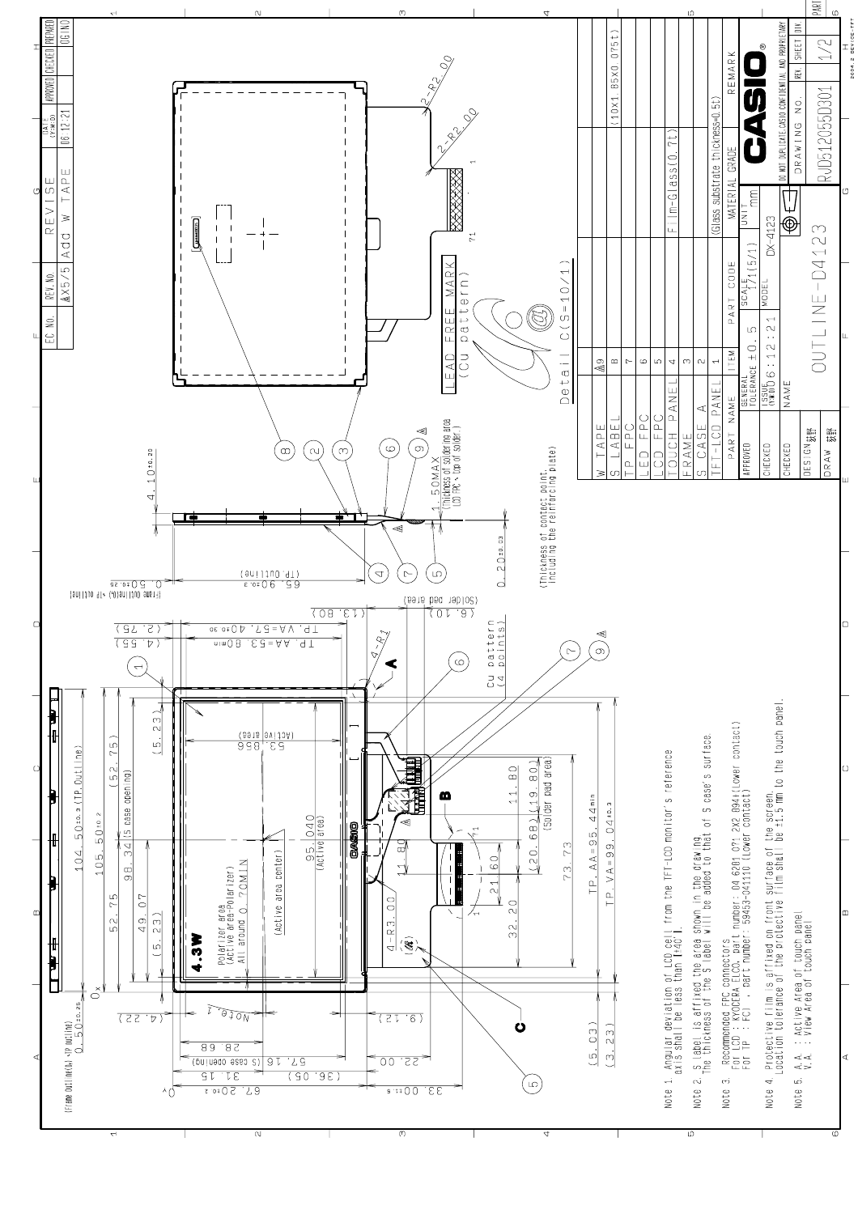| EC. No. | REV. No. | REVISE | DATE (Y-M-D) | APPROVED | CHECKED | PREPARED |
|---|---|---|---|---|---|---|
| | ⚠x5/5 | Add W TAPE | 06.12.21 | | | OGINO |

Note 1. Angular deviation of LCD cell from the TFT-LCD monitor's reference axis shall be less than ±4° I.

Note 2. S label is affixed the area shown in the drawing. The thickness of the S label will be added to that of S case's surface.

Note 3. Recommended FPC connectors
For LCD : KYOCERA ELCO, part number: 04 6201 071 2X3 094+(Lower contact)
For TP : FCI , part number: 59453-041110 (Lower contact)

Note 4. Protective film is affixed on front surface of the screen. Location tolerance of the protective film shall be ±1.5 mm to the touch panel.

Note 5. A.A. : Active Area of touch panel
V.A. : View Area of touch panel

| PART NAME | ITEM | PART CODE | MATERIAL GRADE | REMARK |
|---|---|---|---|---|
| W TAPE | ⚠9 | | | |
| S LABEL | 8 | | | (10x1.85x0.075t) |
| TP FPC | 7 | | | |
| LED FPC | 6 | | | |
| LCD FPC | 5 | | | |
| TOUCH PANEL | 4 | | Film-Glass(0.7t) | |
| FRAME | 3 | | | |
| S CASE A | 2 | | | |
| TFT-LCD PANEL | 1 | | (Glass substrate thickness=0.5t) | |

| | | | |
|---|---|---|---|
| APPROVED | GENERAL TOLERANCE ±0.5 | SCALE 1/1(5/1) | UNIT mm |
| CHECKED | ISSUE (Y-M-D) 06.12.21 | MODEL DX-4123 | |
| CHECKED | NAME | | |
| DESIGN | OUTLINE-D4123 | DRAWING NO. RJD512055D301 | REV. |
| DRAW | | | SHEET 1/2 |

CASIO — DO NOT DUPLICATE CASIO CONFIDENTIAL AND PROPRIETARY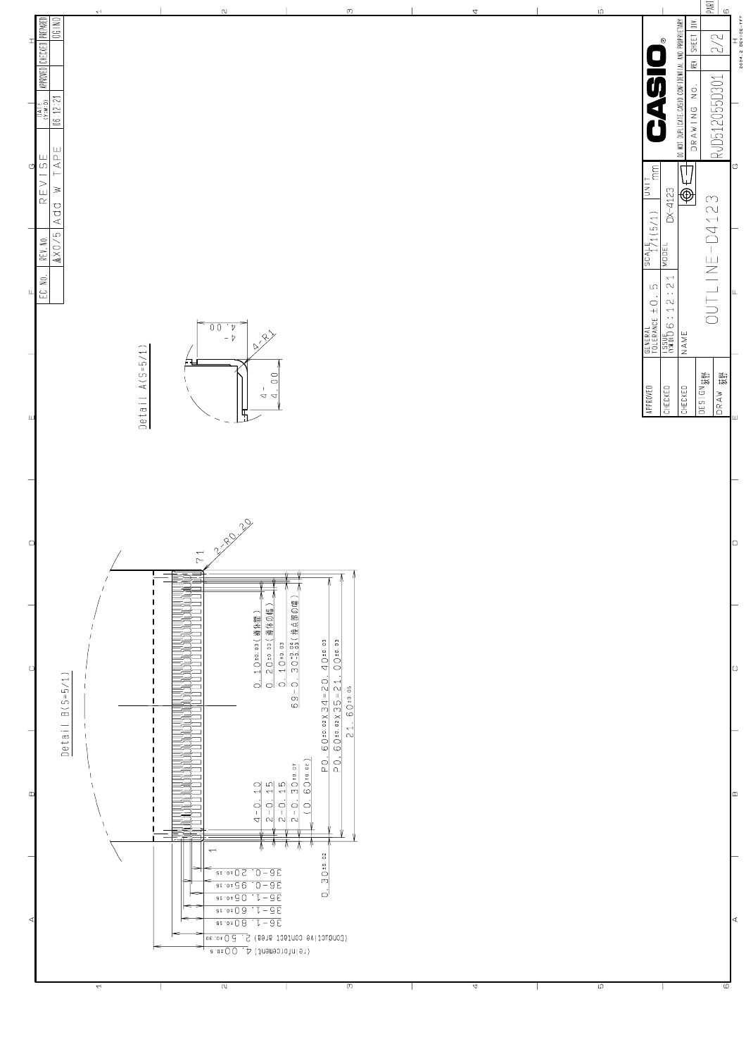| EC NO. | REV. NO. | REVISE | DATE (Y.M.D) | APPROVED | CHECKED | PREPARED |
|---|---|---|---|---|---|---|
| | X0/5 | Add W TAPE | 06.12.21 | | | OGINO |

Detail A(S=5/1)

4-4.00

4-4.00

4-R1

Detail B(S=5/1)

2-R0.20

71

1

0.10±0.03(導体間)

0.20±0.03(導体の幅)

0.10±0.03

69-0.30+0.04/-0.03(接点部の幅)

P0.60±0.02X34=20.40±0.03

P0.60±0.02X35=21.00±0.03

21.60±0.05

4-0.10

2-0.15

2-0.15

2-0.30±0.07

(0.60±0.02)

0.30±0.02

36-0.20±0.05

36-0.95±0.05

35-1.05±0.05

35-1.60±0.05

36-1.80±0.05

(Conductive contact area) 2.50±0.30

(reinforcement) 4.00±0.5

| APPROVED | GENERAL TOLERANCE ±0.5 | SCALE 1/1(5/1) | UNIT mm |
|---|---|---|---|
| CHECKED | ISSUE (Y.M.D) 06.12.21 | MODEL DX-4123 | |
| CHECKED | NAME | | |
| DESIGN 荻野 | OUTLINE-D4123 | | |
| DRAW 荻野 | | | |

CASIO®

DO NOT DUPLICATE. CASIO CONFIDENTIAL AND PROPRIETARY

| DRAWING NO. | REV | SHEET | DIV |
|---|---|---|---|
| RJD512055D301 | | 2/2 | |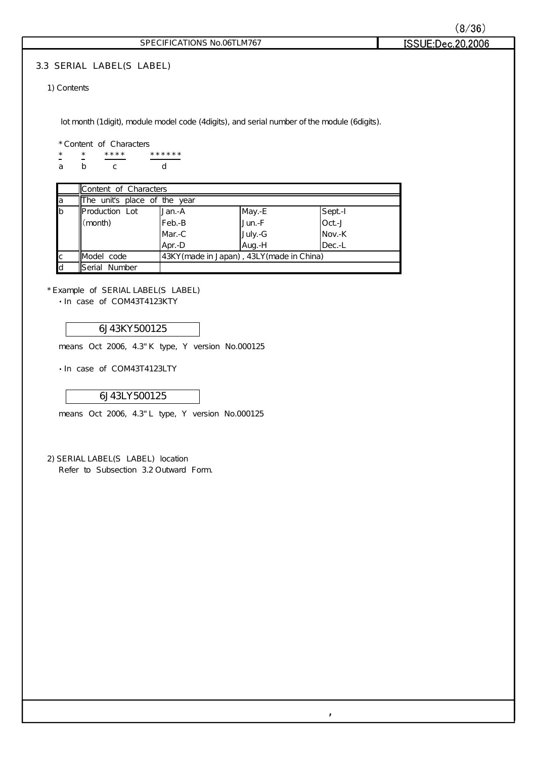## 3.3 SERIAL LABEL(S LABEL)

1) Contents

lot month (1digit), module model code (4digits), and serial number of the module (6digits).

*Content of Characters

```
*   *   ****   ******
a   b    c       d
```

| | Content of Characters | | | |
|---|---|---|---|---|
| a | The unit's place of the year | | | |
| b | Production Lot (month) | Jan.-A | May.-E | Sept.-I |
| | | Feb.-B | Jun.-F | Oct.-J |
| | | Mar.-C | July.-G | Nov.-K |
| | | Apr.-D | Aug.-H | Dec.-L |
| c | Model code | 43KY(made in Japan) , 43LY(made in China) | | |
| d | Serial Number | | | |

*Example of SERIAL LABEL(S LABEL)

・In case of COM43T4123KTY

| 6J43KY500125 |
|---|

means Oct 2006, 4.3" K type, Y version No.000125

・In case of COM43T4123LTY

| 6J43LY500125 |
|---|

means Oct 2006, 4.3" L type, Y version No.000125

2) SERIAL LABEL(S LABEL) location

Refer to Subsection 3.2 Outward Form.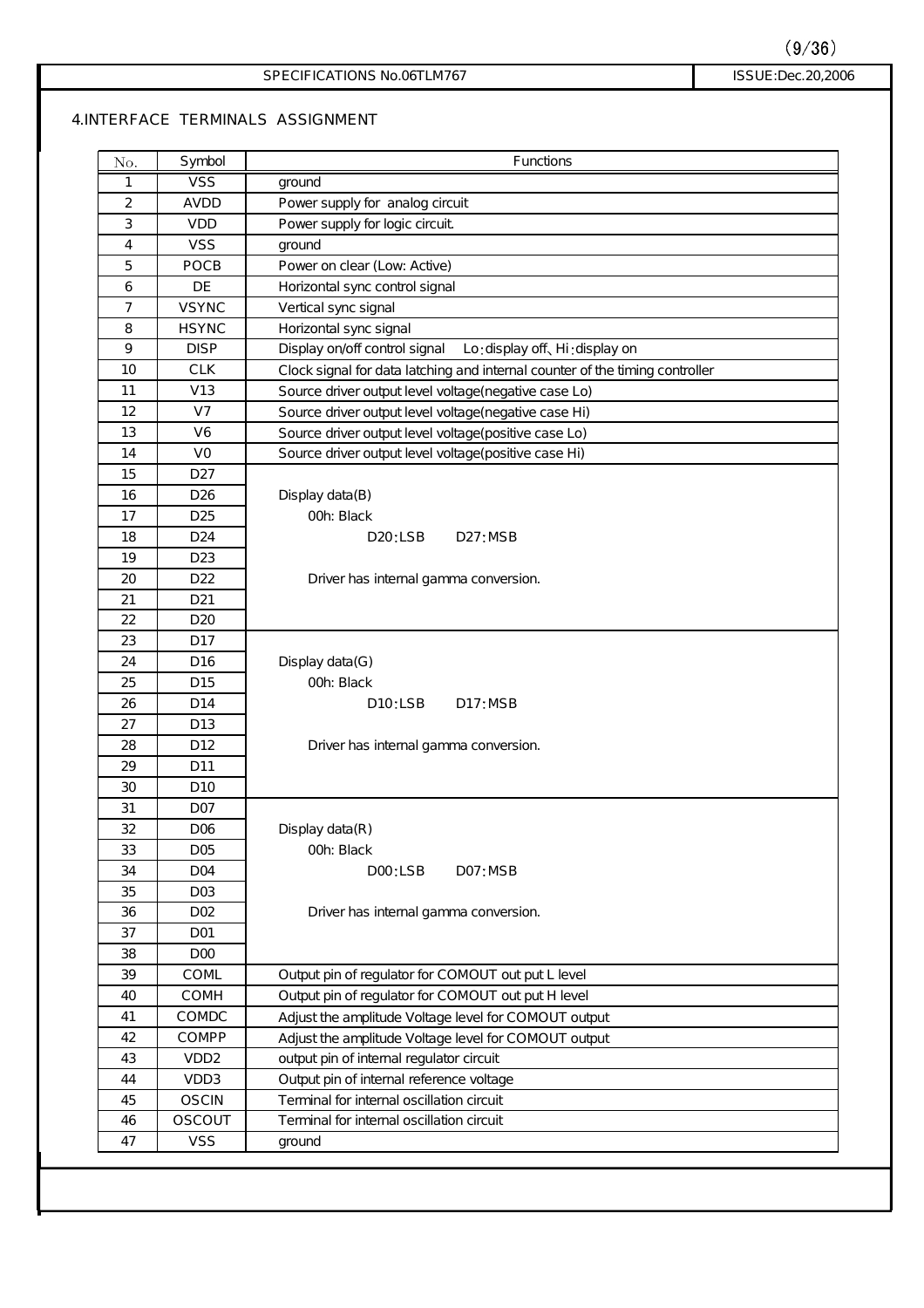## 4.INTERFACE TERMINALS ASSIGNMENT

| No. | Symbol | Functions |
|---|---|---|
| 1 | VSS | ground |
| 2 | AVDD | Power supply for analog circuit |
| 3 | VDD | Power supply for logic circuit. |
| 4 | VSS | ground |
| 5 | POCB | Power on clear (Low: Active) |
| 6 | DE | Horizontal sync control signal |
| 7 | VSYNC | Vertical sync signal |
| 8 | HSYNC | Horizontal sync signal |
| 9 | DISP | Display on/off control signal　Lo:display off、Hi:display on |
| 10 | CLK | Clock signal for data latching and internal counter of the timing controller |
| 11 | V13 | Source driver output level voltage(negative case Lo) |
| 12 | V7 | Source driver output level voltage(negative case Hi) |
| 13 | V6 | Source driver output level voltage(positive case Lo) |
| 14 | V0 | Source driver output level voltage(positive case Hi) |
| 15 | D27 | Display data(B) 00h: Black D20:LSB D27:MSB Driver has internal gamma conversion. |
| 16 | D26 | |
| 17 | D25 | |
| 18 | D24 | |
| 19 | D23 | |
| 20 | D22 | |
| 21 | D21 | |
| 22 | D20 | |
| 23 | D17 | Display data(G) 00h: Black D10:LSB D17:MSB Driver has internal gamma conversion. |
| 24 | D16 | |
| 25 | D15 | |
| 26 | D14 | |
| 27 | D13 | |
| 28 | D12 | |
| 29 | D11 | |
| 30 | D10 | |
| 31 | D07 | Display data(R) 00h: Black D00:LSB D07:MSB Driver has internal gamma conversion. |
| 32 | D06 | |
| 33 | D05 | |
| 34 | D04 | |
| 35 | D03 | |
| 36 | D02 | |
| 37 | D01 | |
| 38 | D00 | |
| 39 | COML | Output pin of regulator for COMOUT out put L level |
| 40 | COMH | Output pin of regulator for COMOUT out put H level |
| 41 | COMDC | Adjust the amplitude Voltage level for COMOUT output |
| 42 | COMPP | Adjust the amplitude Voltage level for COMOUT output |
| 43 | VDD2 | output pin of internal regulator circuit |
| 44 | VDD3 | Output pin of internal reference voltage |
| 45 | OSCIN | Terminal for internal oscillation circuit |
| 46 | OSCOUT | Terminal for internal oscillation circuit |
| 47 | VSS | ground |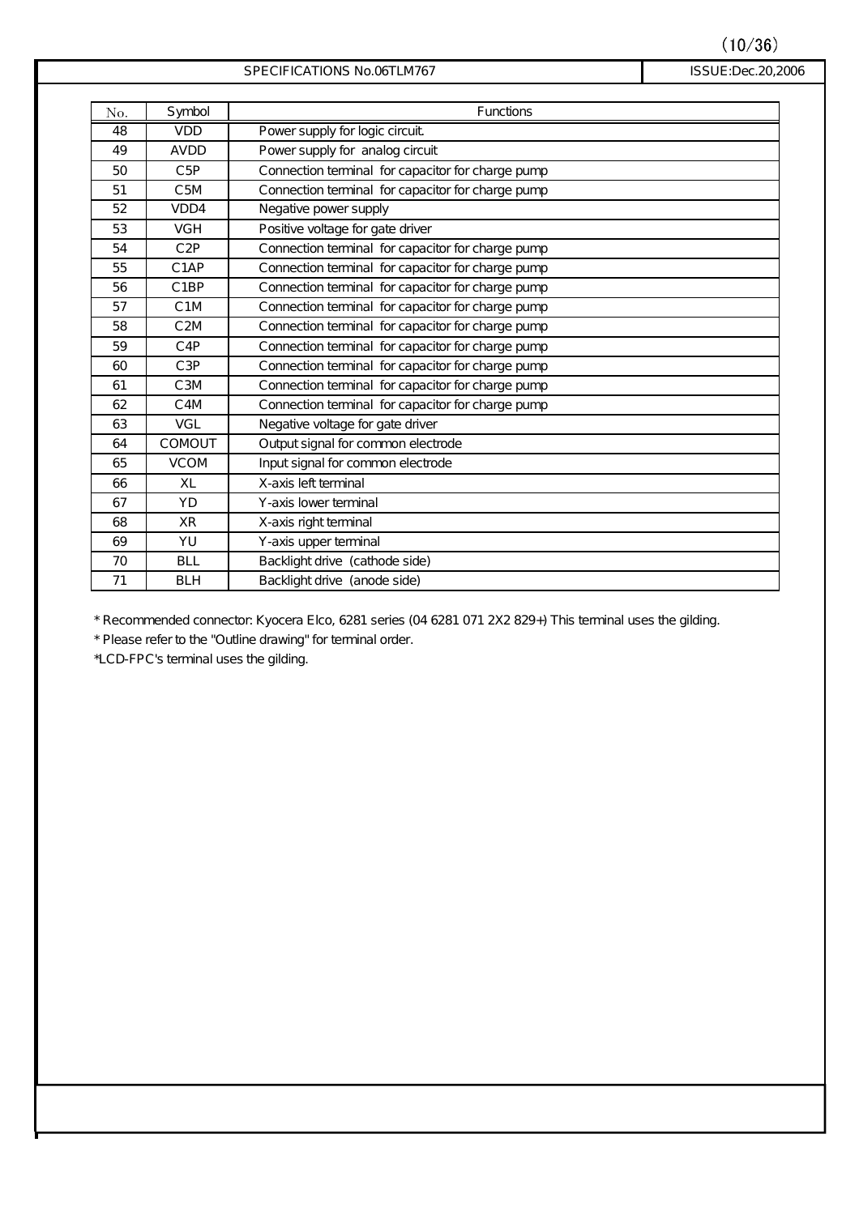| No. | Symbol | Functions |
|---|---|---|
| 48 | VDD | Power supply for logic circuit. |
| 49 | AVDD | Power supply for analog circuit |
| 50 | C5P | Connection terminal for capacitor for charge pump |
| 51 | C5M | Connection terminal for capacitor for charge pump |
| 52 | VDD4 | Negative power supply |
| 53 | VGH | Positive voltage for gate driver |
| 54 | C2P | Connection terminal for capacitor for charge pump |
| 55 | C1AP | Connection terminal for capacitor for charge pump |
| 56 | C1BP | Connection terminal for capacitor for charge pump |
| 57 | C1M | Connection terminal for capacitor for charge pump |
| 58 | C2M | Connection terminal for capacitor for charge pump |
| 59 | C4P | Connection terminal for capacitor for charge pump |
| 60 | C3P | Connection terminal for capacitor for charge pump |
| 61 | C3M | Connection terminal for capacitor for charge pump |
| 62 | C4M | Connection terminal for capacitor for charge pump |
| 63 | VGL | Negative voltage for gate driver |
| 64 | COMOUT | Output signal for common electrode |
| 65 | VCOM | Input signal for common electrode |
| 66 | XL | X-axis left terminal |
| 67 | YD | Y-axis lower terminal |
| 68 | XR | X-axis right terminal |
| 69 | YU | Y-axis upper terminal |
| 70 | BLL | Backlight drive (cathode side) |
| 71 | BLH | Backlight drive (anode side) |

* Recommended connector: Kyocera Elco, 6281 series (04 6281 071 2X2 829+) This terminal uses the gilding.

* Please refer to the "Outline drawing" for terminal order.

*LCD-FPC's terminal uses the gilding.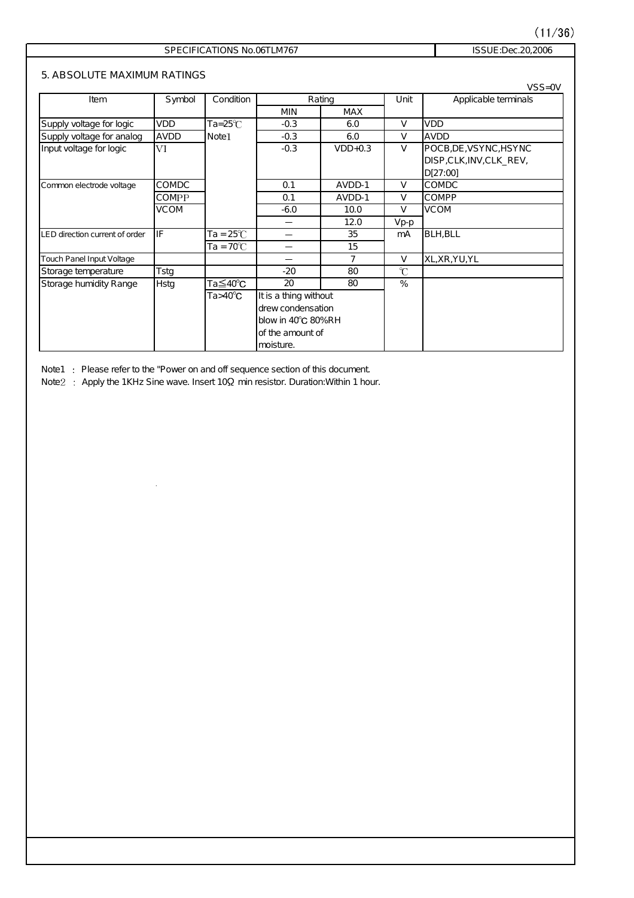## 5. ABSOLUTE MAXIMUM RATINGS

VSS=0V

| Item | Symbol | Condition | Rating | | Unit | Applicable terminals |
|---|---|---|---|---|---|---|
| | | | MIN | MAX | | |
| Supply voltage for logic | VDD | Ta=25℃ | -0.3 | 6.0 | V | VDD |
| Supply voltage for analog | AVDD | Note1 | -0.3 | 6.0 | V | AVDD |
| Input voltage for logic | VI | | -0.3 | VDD+0.3 | V | POCB,DE,VSYNC,HSYNC DISP,CLK,INV,CLK_REV, D[27:00] |
| Common electrode voltage | COMDC | | 0.1 | AVDD-1 | V | COMDC |
| | COMPP | | 0.1 | AVDD-1 | V | COMPP |
| | VCOM | | -6.0 | 10.0 | V | VCOM |
| | | | — | 12.0 | Vp-p | |
| LED direction current of order | IF | Ta = 25℃ | — | 35 | mA | BLH,BLL |
| | | Ta = 70℃ | — | 15 | | |
| Touch Panel Input Voltage | | | — | 7 | V | XL,XR,YU,YL |
| Storage temperature | Tstg | | -20 | 80 | ℃ | |
| Storage humidity Range | Hstg | Ta≦40℃ | 20 | 80 | % | |
| | | Ta>40℃ | It is a thing without drew condensation blow in 40℃ 80%RH of the amount of moisture. | | | |

Note1 ： Please refer to the "Power on and off sequence section of this document.

Note2 ： Apply the 1KHz Sine wave. Insert 10Ω min resistor. Duration:Within 1 hour.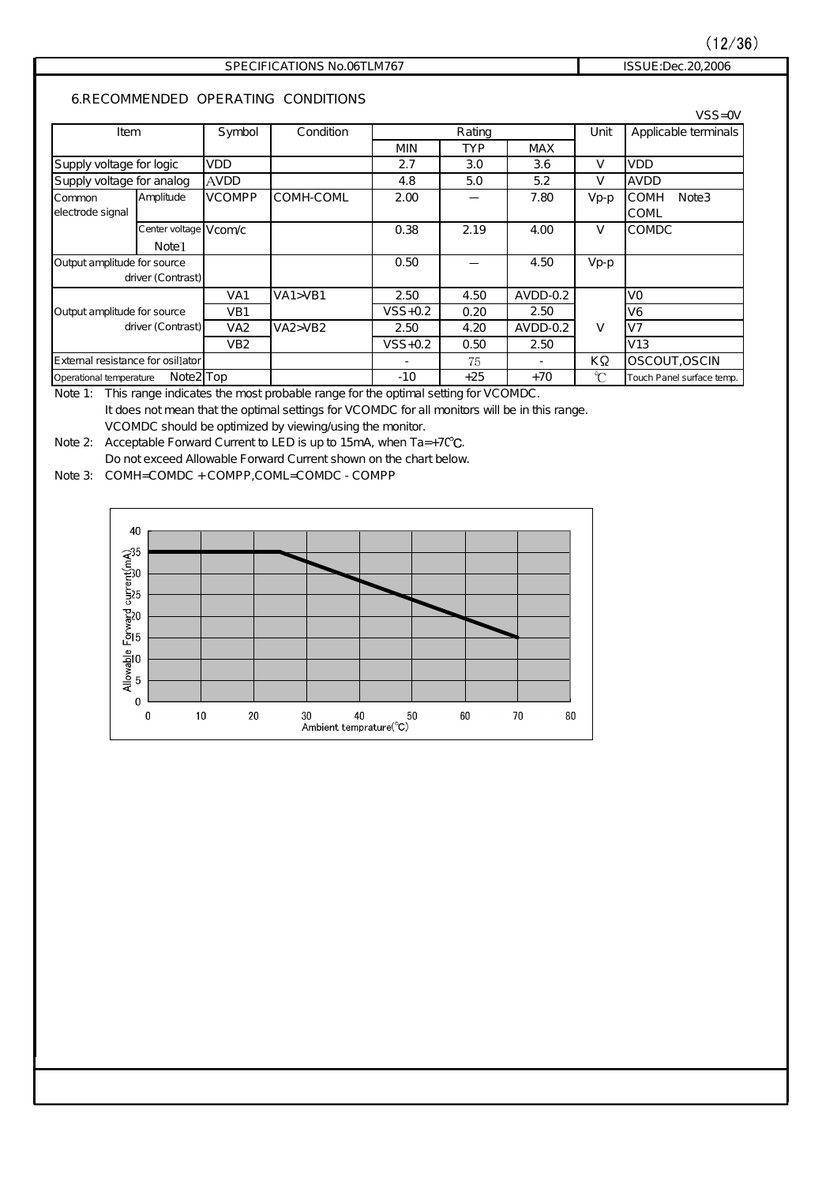## 6.RECOMMENDED OPERATING CONDITIONS

VSS=0V

| Item | | Symbol | Condition | Rating | | | Unit | Applicable terminals |
|---|---|---|---|---|---|---|---|---|
| | | | | MIN | TYP | MAX | | |
| Supply voltage for logic | | VDD | | 2.7 | 3.0 | 3.6 | V | VDD |
| Supply voltage for analog | | AVDD | | 4.8 | 5.0 | 5.2 | V | AVDD |
| Common electrode signal | Amplitude | VCOMPP | COMH-COML | 2.00 | — | 7.80 | Vp-p | COMH Note3 COML |
| | Center voltage Note1 | Vcom/c | | 0.38 | 2.19 | 4.00 | V | COMDC |
| Output amplitude for source driver (Contrast) | | | | 0.50 | — | 4.50 | Vp-p | |
| Output amplitude for source driver (Contrast) | | VA1 | VA1>VB1 | 2.50 | 4.50 | AVDD-0.2 | V | V0 |
| | | VB1 | | VSS+0.2 | 0.20 | 2.50 | | V6 |
| | | VA2 | VA2>VB2 | 2.50 | 4.20 | AVDD-0.2 | | V7 |
| | | VB2 | | VSS+0.2 | 0.50 | 2.50 | | V13 |
| External resistance for osil]ator | | | | - | 75 | - | KΩ | OSCOUT,OSCIN |
| Operational temperature Note2 | | Top | | -10 | +25 | +70 | ℃ | Touch Panel surface temp. |

Note 1: This range indicates the most probable range for the optimal setting for VCOMDC.
It does not mean that the optimal settings for VCOMDC for all monitors will be in this range.
VCOMDC should be optimized by viewing/using the monitor.

Note 2: Acceptable Forward Current to LED is up to 15mA, when Ta=+7℃.
Do not exceed Allowable Forward Current shown on the chart below.

Note 3: COMH=COMDC + COMPP,COML=COMDC - COMPP

Allowable Forward current(mA) vs. Ambient temprature(℃)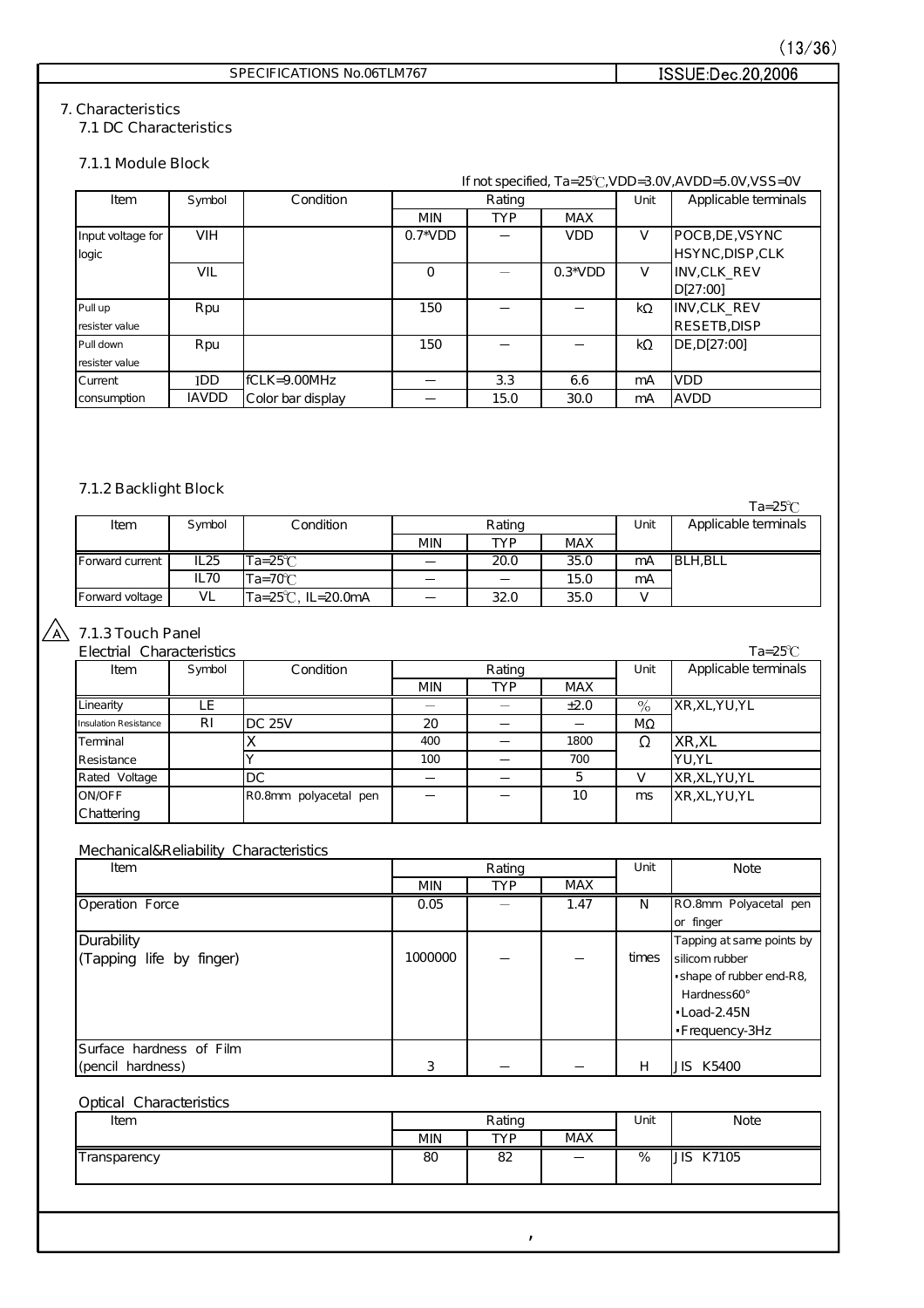SPECIFICATIONS No.06TLM767 | ISSUE:Dec.20,2006

# 7. Characteristics

## 7.1 DC Characteristics

### 7.1.1 Module Block

If not specified, Ta=25℃,VDD=3.0V,AVDD=5.0V,VSS=0V

| Item | Symbol | Condition | Rating | | | Unit | Applicable terminals |
|---|---|---|---|---|---|---|---|
| | | | MIN | TYP | MAX | | |
| Input voltage for logic | VIH | | 0.7*VDD | — | VDD | V | POCB,DE,VSYNC HSYNC,DISP,CLK |
| | VIL | | 0 | — | 0.3*VDD | V | INV,CLK_REV D[27:00] |
| Pull up resister value | Rpu | | 150 | — | — | kΩ | INV,CLK_REV RESETB,DISP |
| Pull down resister value | Rpu | | 150 | — | — | kΩ | DE,D[27:00] |
| Current consumption | IDD | fCLK=9.00MHz | — | 3.3 | 6.6 | mA | VDD |
| | IAVDD | Color bar display | — | 15.0 | 30.0 | mA | AVDD |

### 7.1.2 Backlight Block

Ta=25℃

| Item | Symbol | Condition | Rating | | | Unit | Applicable terminals |
|---|---|---|---|---|---|---|---|
| | | | MIN | TYP | MAX | | |
| Forward current | IL25 | Ta=25℃ | — | 20.0 | 35.0 | mA | BLH,BLL |
| | IL70 | Ta=70℃ | — | — | 15.0 | mA | |
| Forward voltage | VL | Ta=25℃, IL=20.0mA | — | 32.0 | 35.0 | V | |

### 7.1.3 Touch Panel

Electrial Characteristics

Ta=25℃

| Item | Symbol | Condition | Rating | | | Unit | Applicable terminals |
|---|---|---|---|---|---|---|---|
| | | | MIN | TYP | MAX | | |
| Linearity | LE | | — | — | ±2.0 | % | XR,XL,YU,YL |
| Insulation Resistance | RI | DC 25V | 20 | — | — | MΩ | |
| Terminal Resistance | | X | 400 | — | 1800 | Ω | XR,XL |
| | | Y | 100 | — | 700 | | YU,YL |
| Rated Voltage | | DC | — | — | 5 | V | XR,XL,YU,YL |
| ON/OFF Chattering | | R0.8mm polyacetal pen | — | — | 10 | ms | XR,XL,YU,YL |

Mechanical&Reliability Characteristics

| Item | Rating | | | Unit | Note |
|---|---|---|---|---|---|
| | MIN | TYP | MAX | | |
| Operation Force | 0.05 | — | 1.47 | N | RO.8mm Polyacetal pen or finger |
| Durability (Tapping life by finger) | 1000000 | — | — | times | Tapping at same points by silicom rubber ・shape of rubber end-R8, Hardness60° ・Load-2.45N ・Frequency-3Hz |
| Surface hardness of Film (pencil hardness) | 3 | — | — | H | JIS K5400 |

Optical Characteristics

| Item | Rating | | | Unit | Note |
|---|---|---|---|---|---|
| | MIN | TYP | MAX | | |
| Transparency | 80 | 82 | — | % | JIS K7105 |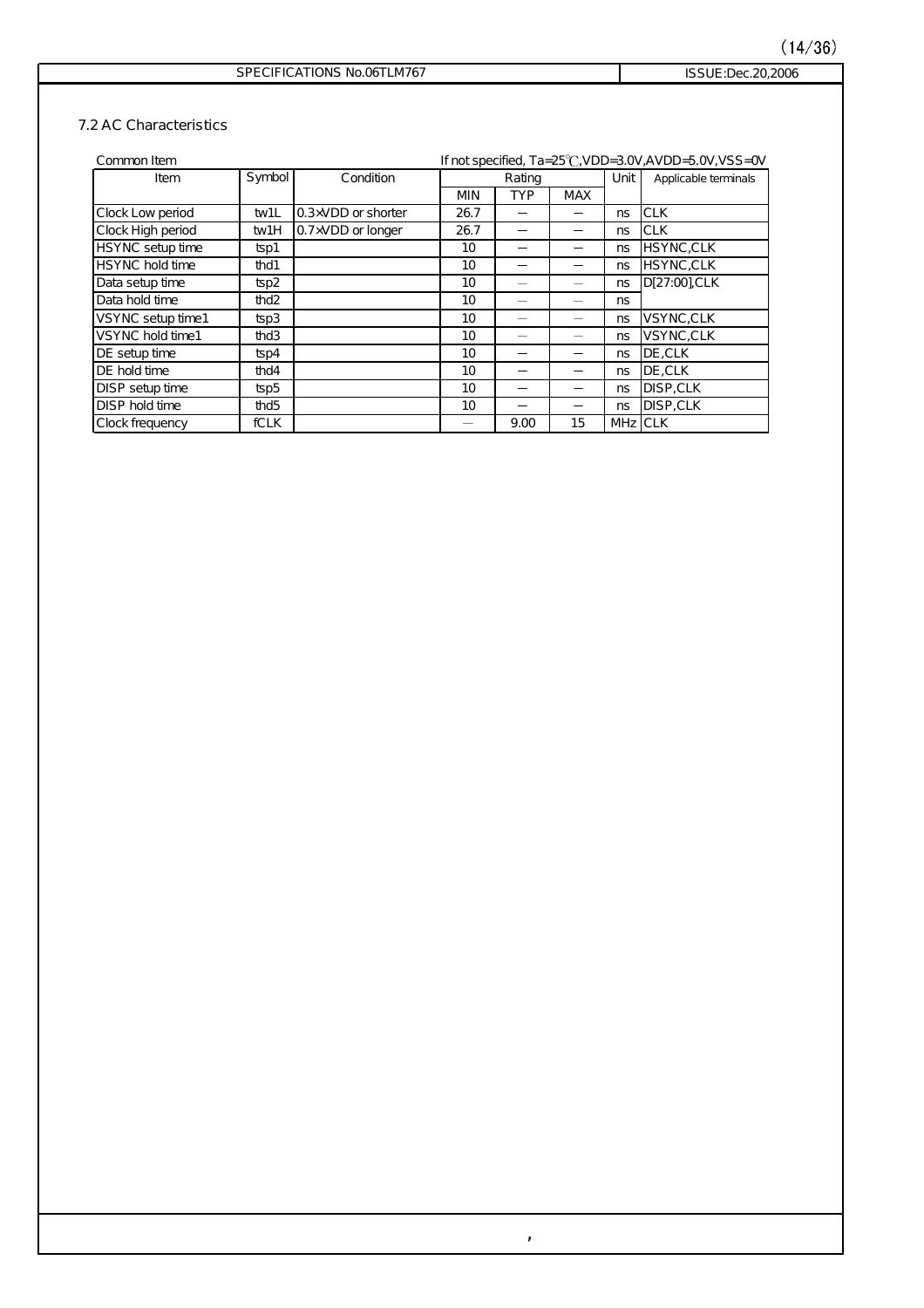## 7.2 AC Characteristics

Common Item

If not specified, Ta=25℃,VDD=3.0V,AVDD=5.0V,VSS=0V

| Item | Symbol | Condition | Rating | | | Unit | Applicable terminals |
|---|---|---|---|---|---|---|---|
| | | | MIN | TYP | MAX | | |
| Clock Low period | tw1L | 0.3×VDD or shorter | 26.7 | – | – | ns | CLK |
| Clock High period | tw1H | 0.7×VDD or longer | 26.7 | – | – | ns | CLK |
| HSYNC setup time | tsp1 | | 10 | – | – | ns | HSYNC,CLK |
| HSYNC hold time | thd1 | | 10 | – | – | ns | HSYNC,CLK |
| Data setup time | tsp2 | | 10 | – | – | ns | D[27:00],CLK |
| Data hold time | thd2 | | 10 | – | – | ns | |
| VSYNC setup time1 | tsp3 | | 10 | – | – | ns | VSYNC,CLK |
| VSYNC hold time1 | thd3 | | 10 | – | – | ns | VSYNC,CLK |
| DE setup time | tsp4 | | 10 | – | – | ns | DE,CLK |
| DE hold time | thd4 | | 10 | – | – | ns | DE,CLK |
| DISP setup time | tsp5 | | 10 | – | – | ns | DISP,CLK |
| DISP hold time | thd5 | | 10 | – | – | ns | DISP,CLK |
| Clock frequency | fCLK | | – | 9.00 | 15 | MHz | CLK |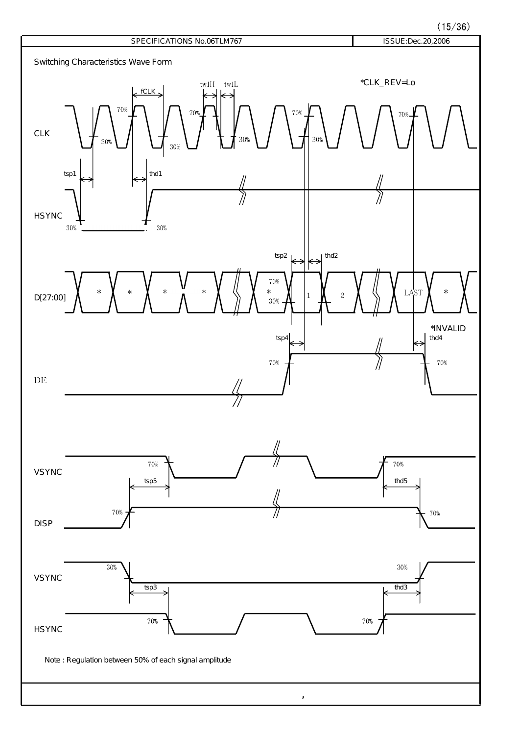Switching Characteristics Wave Form

*CLK_REV=Lo

CLK: fCLK, tw1H, tw1L, 70%, 30%

HSYNC: tsp1, thd1, 30%

D[27:00]: tsp2, thd2, 70%, 30%, *, 1, 2, LAST, *

*INVALID

DE: tsp4, thd4, 70%

VSYNC: tsp5, thd5, 70%

DISP: 70%

VSYNC: 30%

HSYNC: tsp3, thd3, 70%

Note : Regulation between 50% of each signal amplitude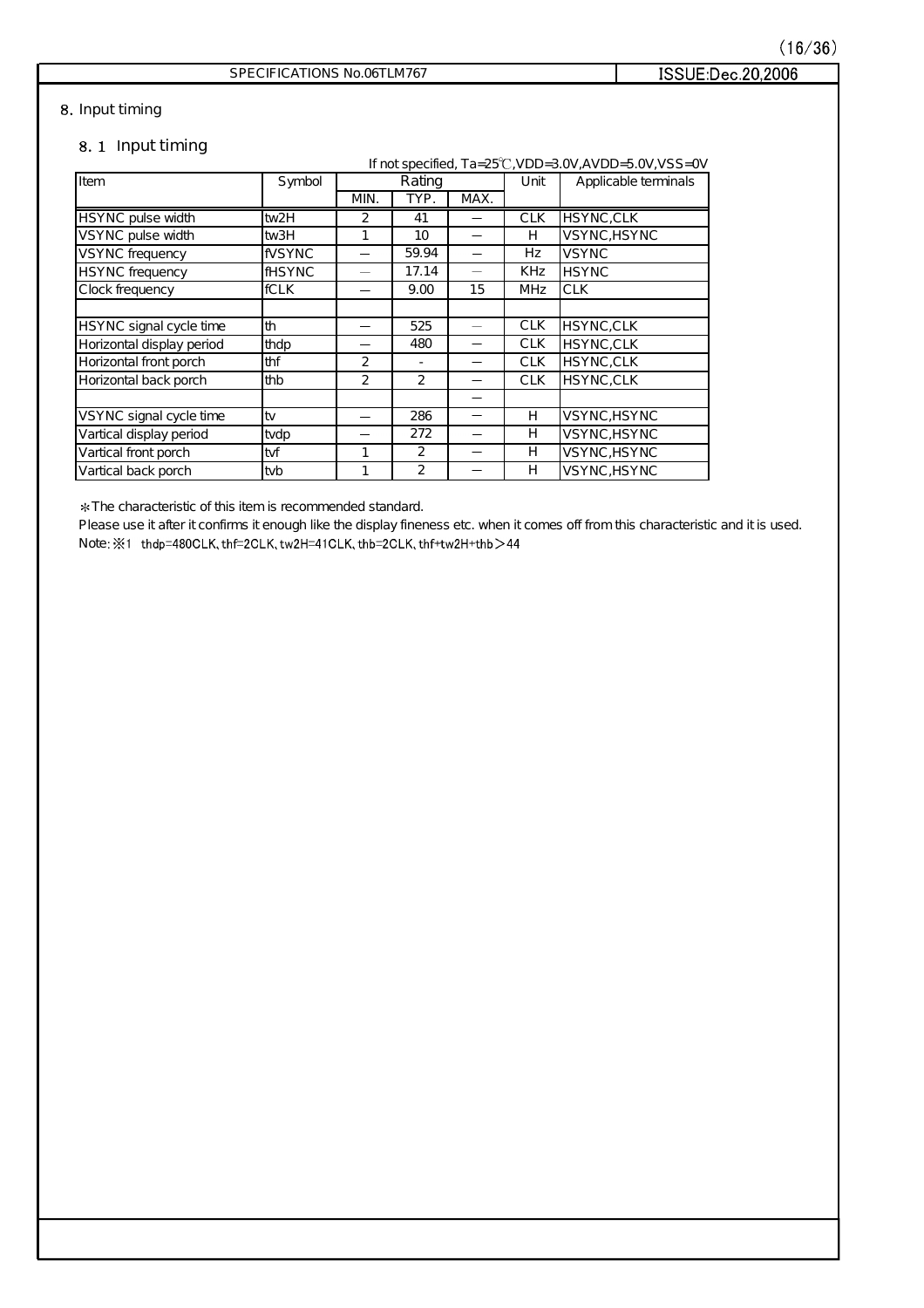## 8. Input timing

### 8．1 Input timing

If not specified, Ta=25℃,VDD=3.0V,AVDD=5.0V,VSS=0V

| Item | Symbol | Rating | | | Unit | Applicable terminals |
|---|---|---|---|---|---|---|
| | | MIN. | TYP. | MAX. | | |
| HSYNC pulse width | tw2H | 2 | 41 | — | CLK | HSYNC,CLK |
| VSYNC pulse width | tw3H | 1 | 10 | — | H | VSYNC,HSYNC |
| VSYNC frequency | fVSYNC | — | 59.94 | — | Hz | VSYNC |
| HSYNC frequency | fHSYNC | — | 17.14 | — | KHz | HSYNC |
| Clock frequency | fCLK | — | 9.00 | 15 | MHz | CLK |
| | | | | | | |
| HSYNC signal cycle time | th | — | 525 | — | CLK | HSYNC,CLK |
| Horizontal display period | thdp | — | 480 | — | CLK | HSYNC,CLK |
| Horizontal front porch | thf | 2 | - | — | CLK | HSYNC,CLK |
| Horizontal back porch | thb | 2 | 2 | — | CLK | HSYNC,CLK |
| | | | | — | | |
| VSYNC signal cycle time | tv | — | 286 | — | H | VSYNC,HSYNC |
| Vartical display period | tvdp | — | 272 | — | H | VSYNC,HSYNC |
| Vartical front porch | tvf | 1 | 2 | — | H | VSYNC,HSYNC |
| Vartical back porch | tvb | 1 | 2 | — | H | VSYNC,HSYNC |

*The characteristic of this item is recommended standard.

Please use it after it confirms it enough like the display fineness etc. when it comes off from this characteristic and it is used.

Note:※1 thdp=480CLK, thf=2CLK, tw2H=41CLK, thb=2CLK, thf+tw2H+thb＞44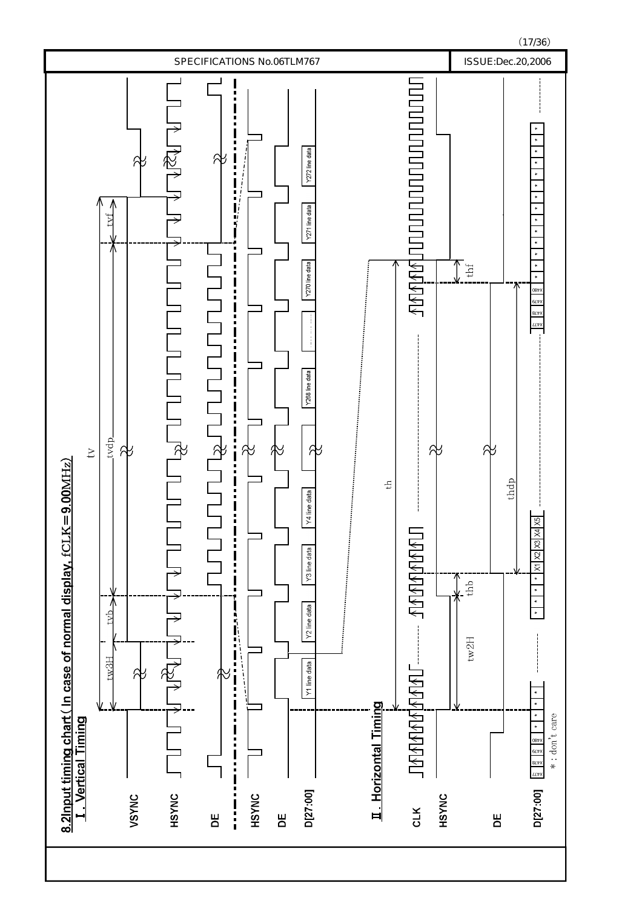## 8.2 Input timing chart ( In case of normal display, fCLK＝9.00MHz)

### Ⅰ. Vertical Timing

VSYNC

HSYNC

DE

HSYNC

DE

D[27:00]

tv

tvdp

tw3H

tvb

tvf

Y1 line data | Y2 line data | Y3 line data | Y4 line data | Y268 line data | Y270 line data | Y271 line data | Y272 line data

### Ⅱ. Horizontal Timing

CLK

HSYNC

DE

D[27:00]

th

tw2H

thb

thdp

thf

X477 | X478 | X479 | X480 | * | * | * | * | * | * | * | X1 | X2 | X3 | X4 | X5 | X477 | X478 | X479 | X480 | * | * | * | * | * | * | * | * | * | * | * | *

* : don't care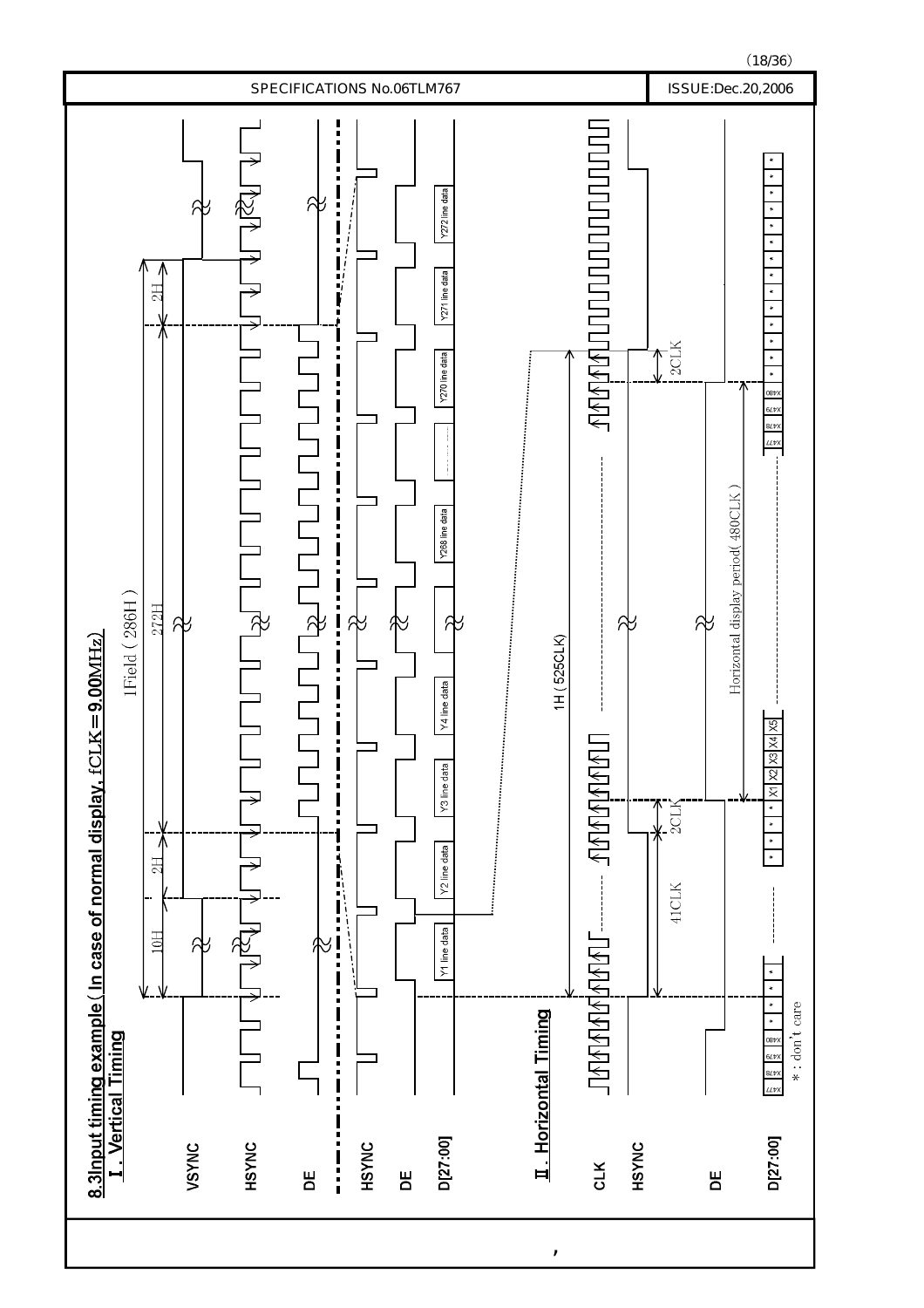## 8.3 Input timing example ( In case of normal display, fCLK = 9.00MHz)

### Ⅰ. Vertical Timing

VSYNC

HSYNC

DE

HSYNC

DE

D[27:00]

1Field ( 286H )

10H

2H

272H

2H

Y1 line data

Y2 line data

Y3 line data

Y4 line data

Y268 line data

Y270 line data

Y271 line data

Y272 line data

### Ⅱ. Horizontal Timing

CLK

HSYNC

DE

D[27:00]

1H ( 525CLK)

41CLK

2CLK

Horizontal display period( 480CLK )

2CLK

X477 X478 X479 X480 * * * * * * * X1 X2 X3 X4 X5 X477 X478 X479 X480 * * * * * * * * * * * * * * * * * * *

* : don't care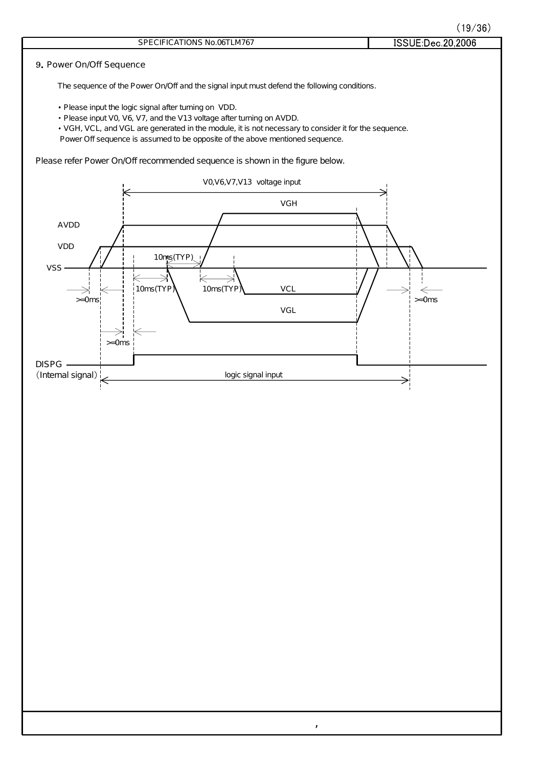## 9. Power On/Off Sequence

The sequence of the Power On/Off and the signal input must defend the following conditions.

- Please input the logic signal after turning on VDD.
- Please input V0, V6, V7, and the V13 voltage after turning on AVDD.
- VGH, VCL, and VGL are generated in the module, it is not necessary to consider it for the sequence.

Power Off sequence is assumed to be opposite of the above mentioned sequence.

Please refer Power On/Off recommended sequence is shown in the figure below.

V0,V6,V7,V13 voltage input

VGH

AVDD

VDD

10ms(TYP)

VSS

10ms(TYP)

10ms(TYP)

VCL

>=0ms

>=0ms

VGL

>=0ms

DISPG

(Internal signal)

logic signal input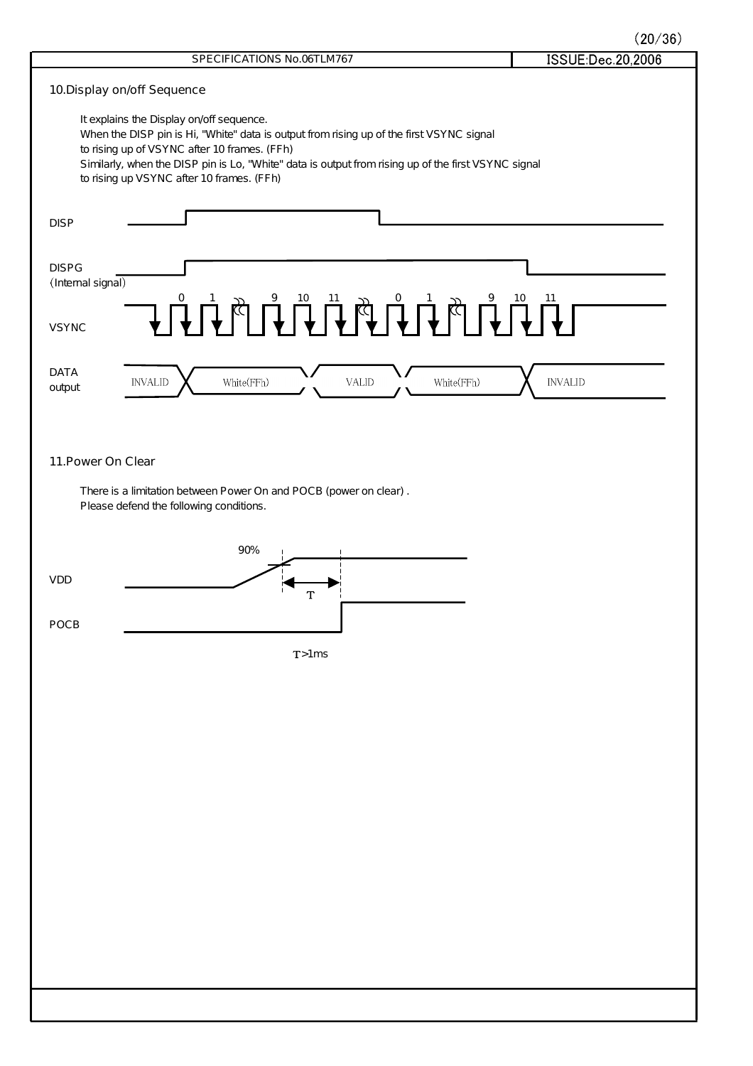## 10.Display on/off Sequence

It explains the Display on/off sequence.
When the DISP pin is Hi, "White" data is output from rising up of the first VSYNC signal to rising up of VSYNC after 10 frames. (FFh)
Similarly, when the DISP pin is Lo, "White" data is output from rising up of the first VSYNC signal to rising up VSYNC after 10 frames. (FFh)

DISP

DISPG (Internal signal)

VSYNC: 0, 1, 9, 10, 11, 0, 1, 9, 10, 11

DATA output: INVALID, White(FFh), VALID, White(FFh), INVALID

## 11.Power On Clear

There is a limitation between Power On and POCB (power on clear) .
Please defend the following conditions.

VDD: 90%, T

POCB

T>1ms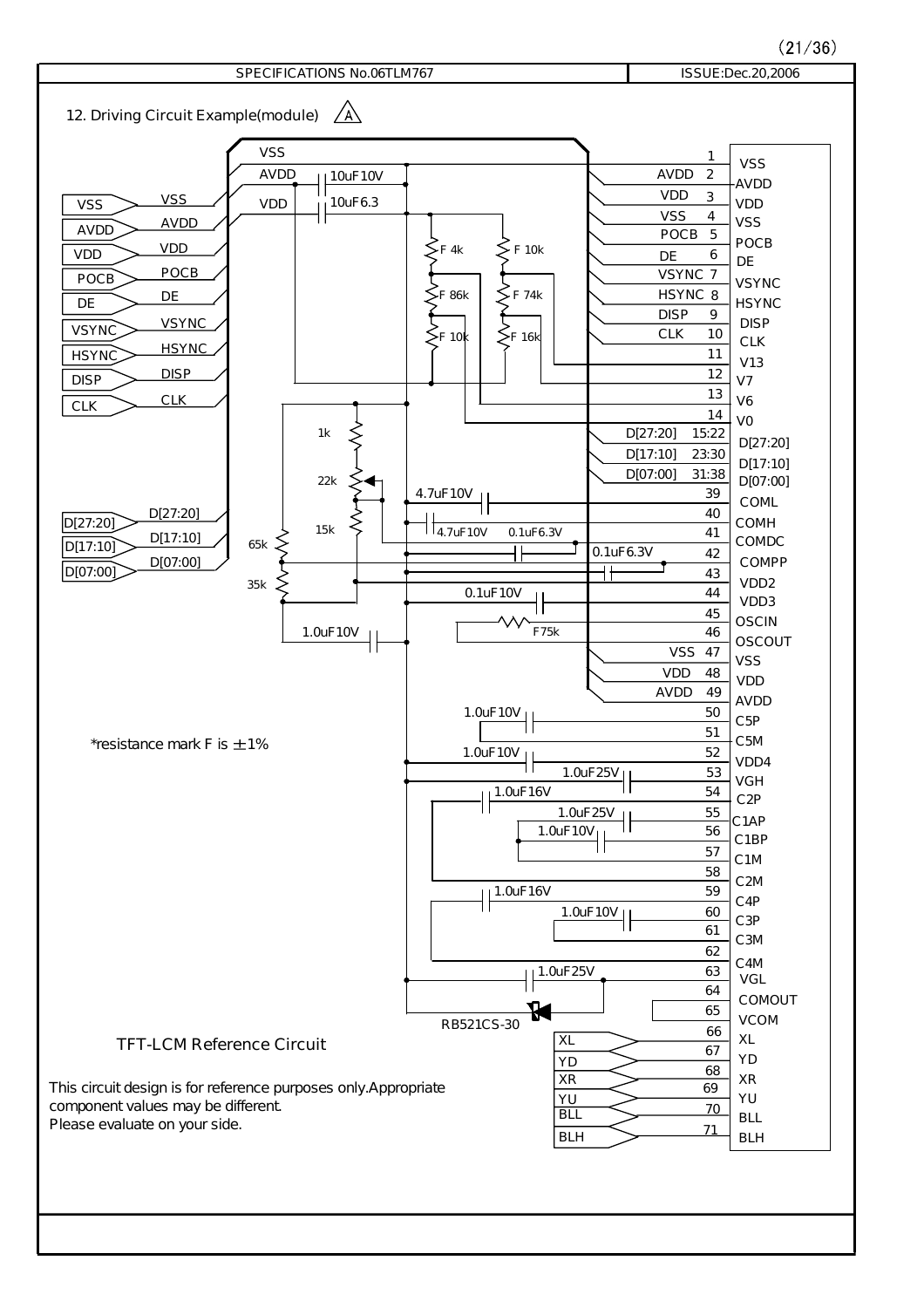SPECIFICATIONS No.06TLM767 | ISSUE:Dec.20,2006

## 12. Driving Circuit Example(module) △A

| Pin | Signal |
|---|---|
| 1 | VSS |
| 2 | AVDD |
| 3 | VDD |
| 4 | VSS |
| 5 | POCB |
| 6 | DE |
| 7 | VSYNC |
| 8 | HSYNC |
| 9 | DISP |
| 10 | CLK |
| 11 | V13 |
| 12 | V7 |
| 13 | V6 |
| 14 | V0 |
| 15:22 | D[27:20] |
| 23:30 | D[17:10] |
| 31:38 | D[07:00] |
| 39 | COML |
| 40 | COMH |
| 41 | COMDC |
| 42 | COMPP |
| 43 | VDD2 |
| 44 | VDD3 |
| 45 | OSCIN |
| 46 | OSCOUT |
| 47 | VSS |
| 48 | VDD |
| 49 | AVDD |
| 50 | C5P |
| 51 | C5M |
| 52 | VDD4 |
| 53 | VGH |
| 54 | C2P |
| 55 | C1AP |
| 56 | C1BP |
| 57 | C1M |
| 58 | C2M |
| 59 | C4P |
| 60 | C3P |
| 61 | C3M |
| 62 | C4M |
| 63 | VGL |
| 64 | COMOUT |
| 65 | VCOM |
| 66 | XL |
| 67 | YD |
| 68 | XR |
| 69 | YU |
| 70 | BLL |
| 71 | BLH |

Components: 10uF10V, 10uF6.3, F 4k, F 10k, F 86k, F 74k, F 10k, F 16k, 1k, 22k, 15k, 65k, 35k, 4.7uF10V, 4.7uF10V, 0.1uF6.3V, 0.1uF6.3V, 0.1uF10V, F75k, 1.0uF10V, 1.0uF10V, 1.0uF10V, 1.0uF25V, 1.0uF16V, 1.0uF25V, 1.0uF10V, 1.0uF16V, 1.0uF10V, 1.0uF25V, RB521CS-30

*resistance mark F is ±1%

TFT-LCM Reference Circuit

This circuit design is for reference purposes only.Appropriate component values may be different.
Please evaluate on your side.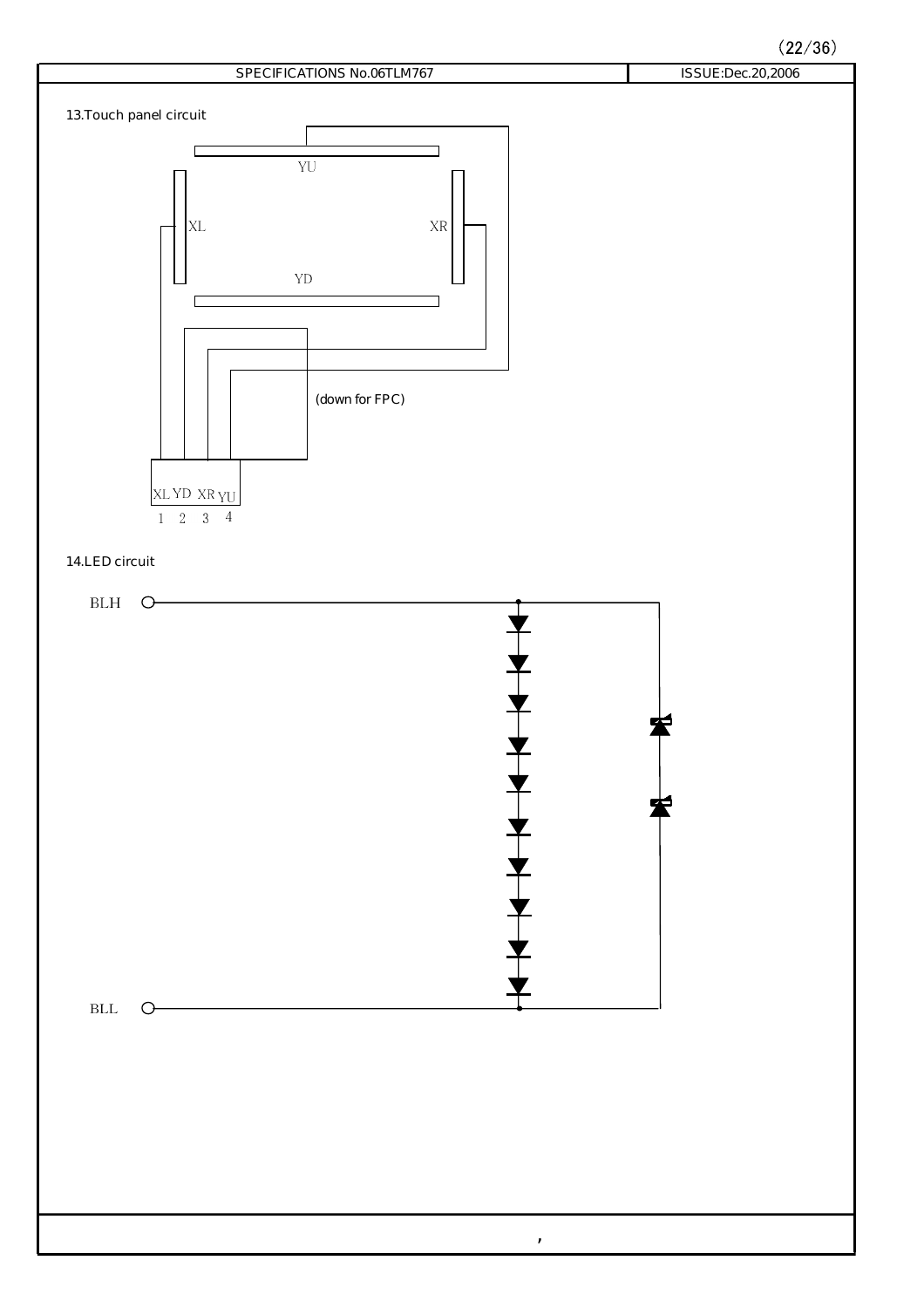13.Touch panel circuit

YU

XL

XR

YD

(down for FPC)

| XL | YD | XR | YU |
|---|---|---|---|
| 1 | 2 | 3 | 4 |

14.LED circuit

BLH

BLL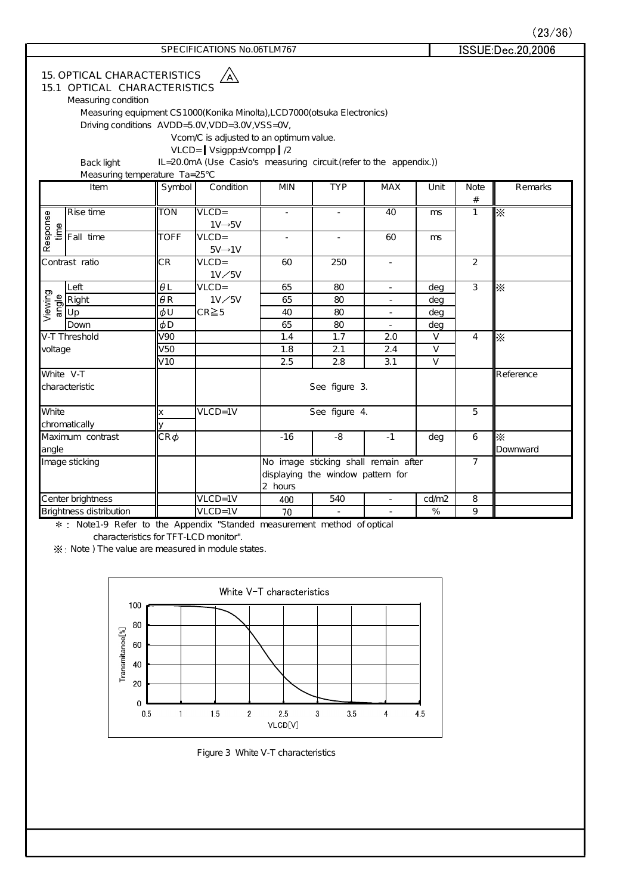# 15. OPTICAL CHARACTERISTICS (A)

## 15.1 OPTICAL CHARACTERISTICS

Measuring condition

Measuring equipment CS1000(Konika Minolta),LCD7000(otsuka Electronics)

Driving conditions AVDD=5.0V,VDD=3.0V,VSS=0V,

Vcom/C is adjusted to an optimum value.

VLCD=|Vsigpp±Vcompp|/2

Back light IL=20.0mA (Use Casio's measuring circuit.(refer to the appendix.))

Measuring temperature Ta=25°C

| Item | | Symbol | Condition | MIN | TYP | MAX | Unit | Note # | Remarks |
|---|---|---|---|---|---|---|---|---|---|
| Response time | Rise time | TON | VLCD= 1V→5V | - | - | 40 | ms | 1 | ※ |
| | Fall time | TOFF | VLCD= 5V→1V | - | - | 60 | ms | | |
| Contrast ratio | | CR | VLCD= 1V／5V | 60 | 250 | - | | 2 | |
| Viewing angle | Left | $\theta L$ | VLCD= 1V／5V CR≧5 | 65 | 80 | - | deg | 3 | ※ |
| | Right | $\theta R$ | | 65 | 80 | - | deg | | |
| | Up | $\phi U$ | | 40 | 80 | - | deg | | |
| | Down | $\phi D$ | | 65 | 80 | - | deg | | |
| V-T Threshold voltage | | V90 | | 1.4 | 1.7 | 2.0 | V | 4 | ※ |
| | | V50 | | 1.8 | 2.1 | 2.4 | V | | |
| | | V10 | | 2.5 | 2.8 | 3.1 | V | | |
| White V-T characteristic | | | | See figure 3. | | | | | Reference |
| White chromatically | | x | VLCD=1V | See figure 4. | | | | 5 | |
| | | y | | | | | | | |
| Maximum contrast angle | | $CR\phi$ | | -16 | -8 | -1 | deg | 6 | ※ Downward |
| Image sticking | | | | No image sticking shall remain after displaying the window pattern for 2 hours | | | | 7 | |
| Center brightness | | | VLCD=1V | 400 | 540 | - | cd/m2 | 8 | |
| Brightness distribution | | | VLCD=1V | 70 | - | - | % | 9 | |

＊: Note1-9 Refer to the Appendix "Standed measurement method of optical characteristics for TFT-LCD monitor".

※: Note ) The value are measured in module states.

Figure 3 White V-T characteristics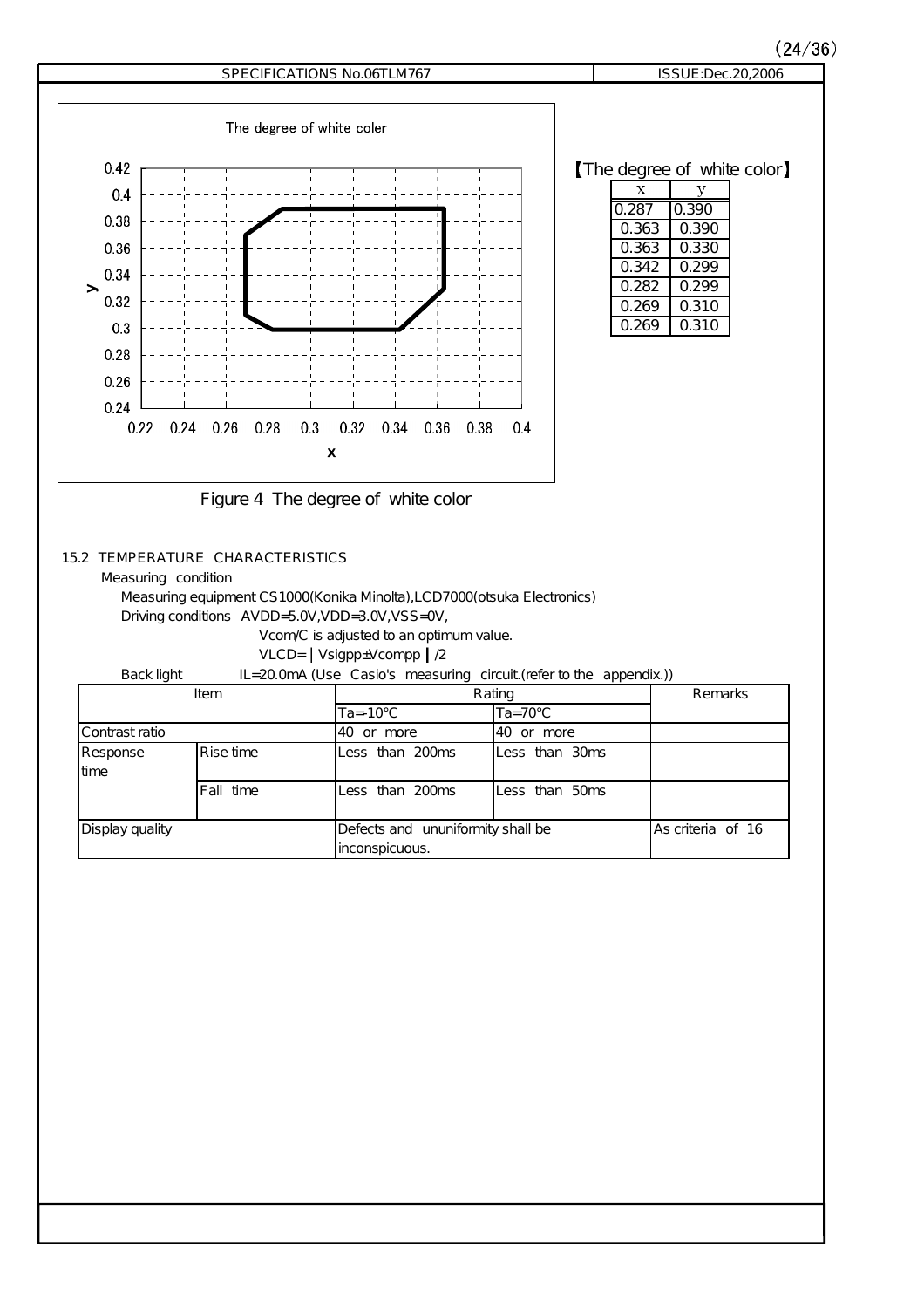The degree of white coler

【The degree of white color】

| x | y |
|---|---|
| 0.287 | 0.390 |
| 0.363 | 0.390 |
| 0.363 | 0.330 |
| 0.342 | 0.299 |
| 0.282 | 0.299 |
| 0.269 | 0.310 |
| 0.269 | 0.310 |

Figure 4 The degree of white color

### 15.2 TEMPERATURE CHARACTERISTICS

Measuring condition

Measuring equipment CS1000(Konika Minolta),LCD7000(otsuka Electronics)

Driving conditions AVDD=5.0V,VDD=3.0V,VSS=0V,

Vcom/C is adjusted to an optimum value.

VLCD=｜Vsigpp±Vcompp｜/2

Back light IL=20.0mA (Use Casio's measuring circuit.(refer to the appendix.))

| Item | | Rating | | Remarks |
|---|---|---|---|---|
| | | Ta=-10°C | Ta=70°C | |
| Contrast ratio | | 40 or more | 40 or more | |
| Response time | Rise time | Less than 200ms | Less than 30ms | |
| | Fall time | Less than 200ms | Less than 50ms | |
| Display quality | | Defects and ununiformity shall be inconspicuous. | | As criteria of 16 |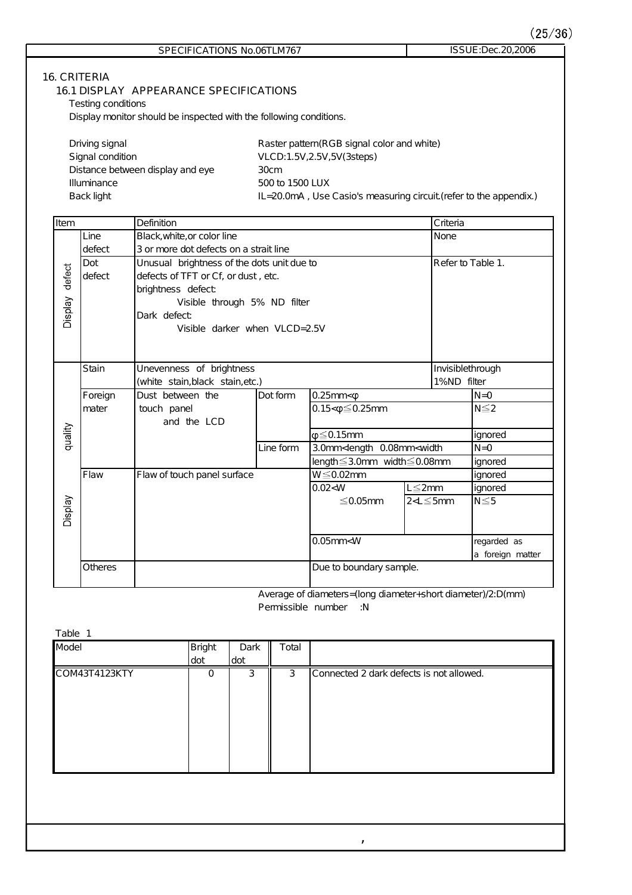# 16. CRITERIA

## 16.1 DISPLAY APPEARANCE SPECIFICATIONS

Testing conditions

Display monitor should be inspected with the following conditions.

| | |
|---|---|
| Driving signal | Raster pattern(RGB signal color and white) |
| Signal condition | VLCD:1.5V,2.5V,5V(3steps) |
| Distance between display and eye | 30cm |
| Illuminance | 500 to 1500 LUX |
| Back light | IL=20.0mA , Use Casio's measuring circuit.(refer to the appendix.) |

| Item | | Definition | | | | Criteria |
|---|---|---|---|---|---|---|
| Display defect | Line defect | Black,white,or color line<br>3 or more dot defects on a strait line | | | | None |
| | Dot defect | Unusual brightness of the dots unit due to defects of TFT or Cf, or dust , etc.<br>brightness defect:<br>Visible through 5% ND filter<br>Dark defect:<br>Visible darker when VLCD=2.5V | | | | Refer to Table 1. |
| Display quality | Stain | Unevenness of brightness<br>(white stain,black stain,etc.) | | | | Invisiblethrough 1%ND filter |
| | Foreign mater | Dust between the touch panel and the LCD | Dot form | 0.25mm<φ | | N=0 |
| | | | | 0.15<φ≦0.25mm | | N≦2 |
| | | | | φ≦0.15mm | | ignored |
| | | | Line form | 3.0mm<length 0.08mm<width | | N=0 |
| | | | | length≦3.0mm width≦0.08mm | | ignored |
| | Flaw | Flaw of touch panel surface | | W≦0.02mm | | ignored |
| | | | | 0.02<W ≦0.05mm | L≦2mm | ignored |
| | | | | | 2<L≦5mm | N≦5 |
| | | | | 0.05mm<W | | regarded as a foreign matter |
| | Otheres | | | Due to boundary sample. | | |

Average of diameters=(long diameter+short diameter)/2:D(mm)
Permissible number :N

Table 1

| Model | Bright dot | Dark dot | Total | |
|---|---|---|---|---|
| COM43T4123KTY | 0 | 3 | 3 | Connected 2 dark defects is not allowed. |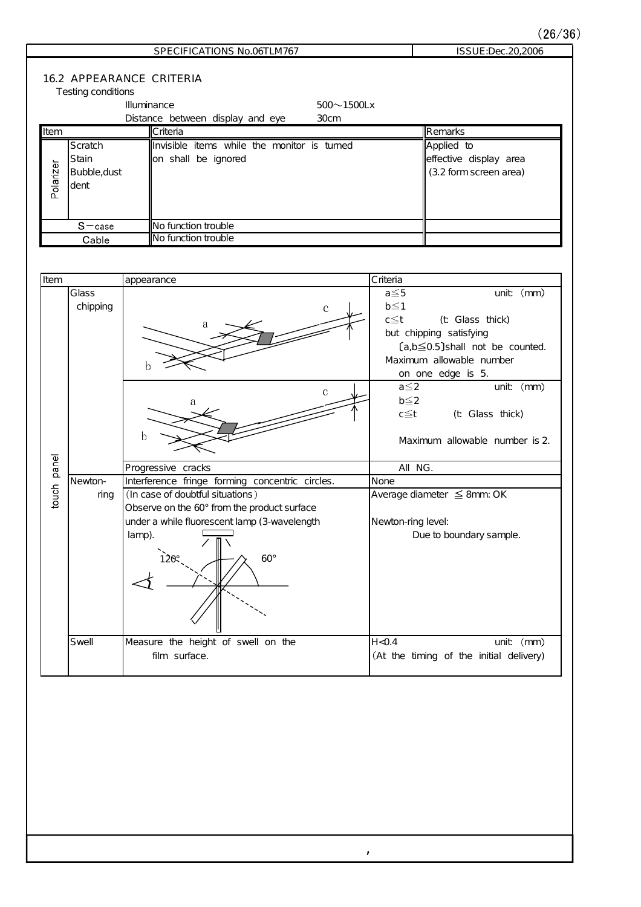SPECIFICATIONS No.06TLM767 | ISSUE:Dec.20,2006

## 16.2 APPEARANCE CRITERIA

Testing conditions

| | | |
|---|---|---|
| Illuminance | 500～1500Lx |
| Distance between display and eye | 30cm |

| Item | | Criteria | Remarks |
|---|---|---|---|
| Polarizer | Scratch<br>Stain<br>Bubble,dust<br>dent | Invisible items while the monitor is turned on shall be ignored | Applied to effective display area (3.2 form screen area) |
| S－case | | No function trouble | |
| Cable | | No function trouble | |

| Item | | appearance | Criteria |
|---|---|---|---|
| touch panel | Glass chipping | (diagram: a, b, c) | $a \leq 5$ unit: (mm)<br>$b \leq 1$<br>$c \leq t$ (t: Glass thick)<br>but chipping satisfying [a,b≦0.5]shall not be counted.<br>Maximum allowable number on one edge is 5. |
| | | (diagram: a, b, c) | $a \leq 2$ unit: (mm)<br>$b \leq 2$<br>$c \leq t$ (t: Glass thick)<br>Maximum allowable number is 2. |
| | | Progressive cracks | All NG. |
| | Newton-ring | Interference fringe forming concentric circles. | None |
| | | (In case of doubtful situations)<br>Observe on the 60° from the product surface under a while fluorescent lamp (3-wavelength lamp).<br>(diagram: 120°, 60°) | Average diameter ≦ 8mm: OK<br><br>Newton-ring level:<br>Due to boundary sample. |
| | Swell | Measure the height of swell on the film surface. | H<0.4 unit: (mm)<br>(At the timing of the initial delivery) |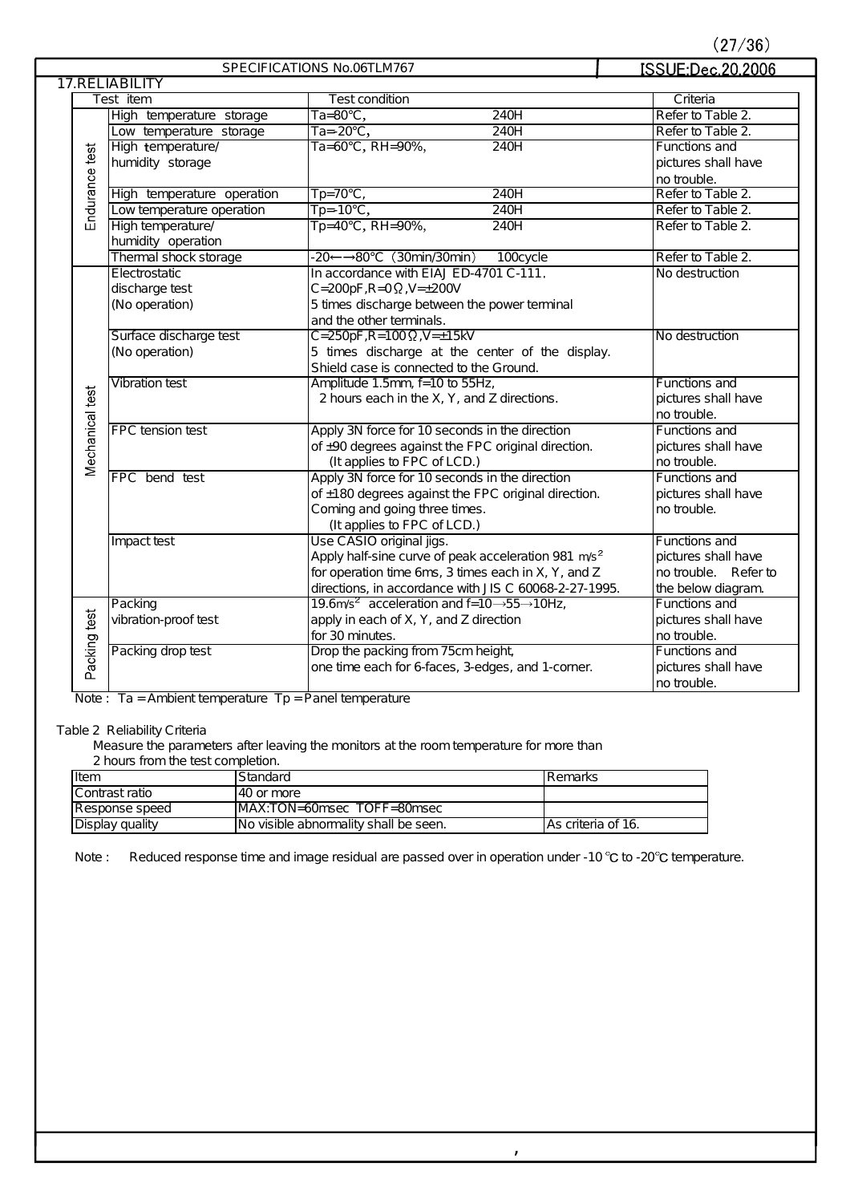## 17.RELIABILITY

| | Test item | Test condition | Criteria |
|---|---|---|---|
| Endurance test | High temperature storage | Ta=80°C, 240H | Refer to Table 2. |
| | Low temperature storage | Ta=-20°C, 240H | Refer to Table 2. |
| | High temperature/ humidity storage | Ta=60°C, RH=90%, 240H | Functions and pictures shall have no trouble. |
| | High temperature operation | Tp=70°C, 240H | Refer to Table 2. |
| | Low temperature operation | Tp=-10°C, 240H | Refer to Table 2. |
| | High temperature/ humidity operation | Tp=40°C, RH=90%, 240H | Refer to Table 2. |
| | Thermal shock storage | -20←→80°C (30min/30min) 100cycle | Refer to Table 2. |
| Mechanical test | Electrostatic discharge test (No operation) | In accordance with EIAJ ED-4701 C-111, C=200pF,R=0Ω,V=±200V 5 times discharge between the power terminal and the other terminals. | No destruction |
| | Surface discharge test (No operation) | C=250pF,R=100Ω,V=±15kV 5 times discharge at the center of the display. Shield case is connected to the Ground. | No destruction |
| | Vibration test | Amplitude 1.5mm, f=10 to 55Hz, 2 hours each in the X, Y, and Z directions. | Functions and pictures shall have no trouble. |
| | FPC tension test | Apply 3N force for 10 seconds in the direction of ±90 degrees against the FPC original direction. (It applies to FPC of LCD.) | Functions and pictures shall have no trouble. |
| | FPC bend test | Apply 3N force for 10 seconds in the direction of ±180 degrees against the FPC original direction. Coming and going three times. (It applies to FPC of LCD.) | Functions and pictures shall have no trouble. |
| | Impact test | Use CASIO original jigs. Apply half-sine curve of peak acceleration 981 $m/s^2$ for operation time 6ms, 3 times each in X, Y, and Z directions, in accordance with JIS C 60068-2-27-1995. | Functions and pictures shall have no trouble. Refer to the below diagram. |
| Packing test | Packing vibration-proof test | 19.6$m/s^2$ acceleration and f=10→55→10Hz, apply in each of X, Y, and Z direction for 30 minutes. | Functions and pictures shall have no trouble. |
| | Packing drop test | Drop the packing from 75cm height, one time each for 6-faces, 3-edges, and 1-corner. | Functions and pictures shall have no trouble. |

Note : Ta = Ambient temperature Tp = Panel temperature

Table 2 Reliability Criteria

Measure the parameters after leaving the monitors at the room temperature for more than 2 hours from the test completion.

| Item | Standard | Remarks |
|---|---|---|
| Contrast ratio | 40 or more | |
| Response speed | MAX:TON=60msec TOFF=80msec | |
| Display quality | No visible abnormality shall be seen. | As criteria of 16. |

Note : Reduced response time and image residual are passed over in operation under -10℃ to -20℃ temperature.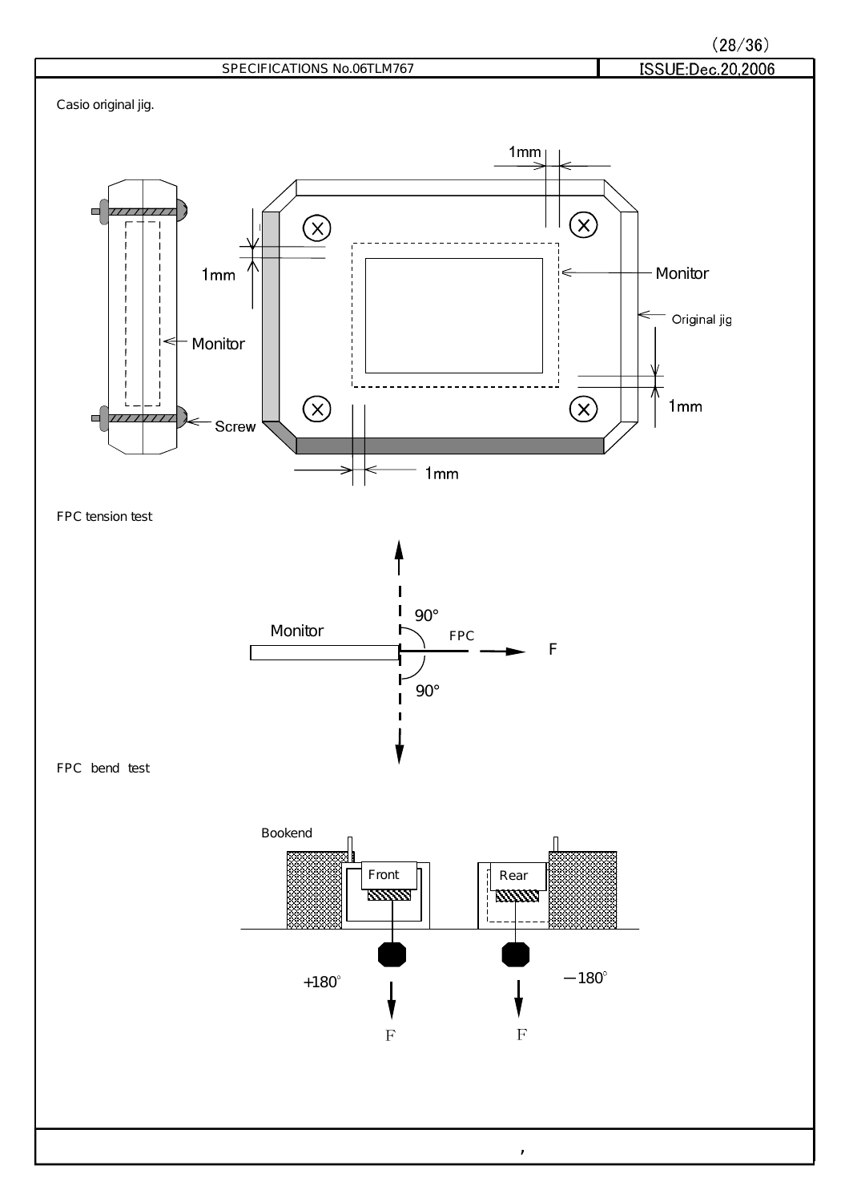Casio original jig.

1mm

1mm

Monitor

Original jig

Monitor

1mm

Screw

1mm

FPC tension test

90°

Monitor

FPC

F

90°

FPC bend test

Bookend

Front

Rear

+180°

−180°

F

F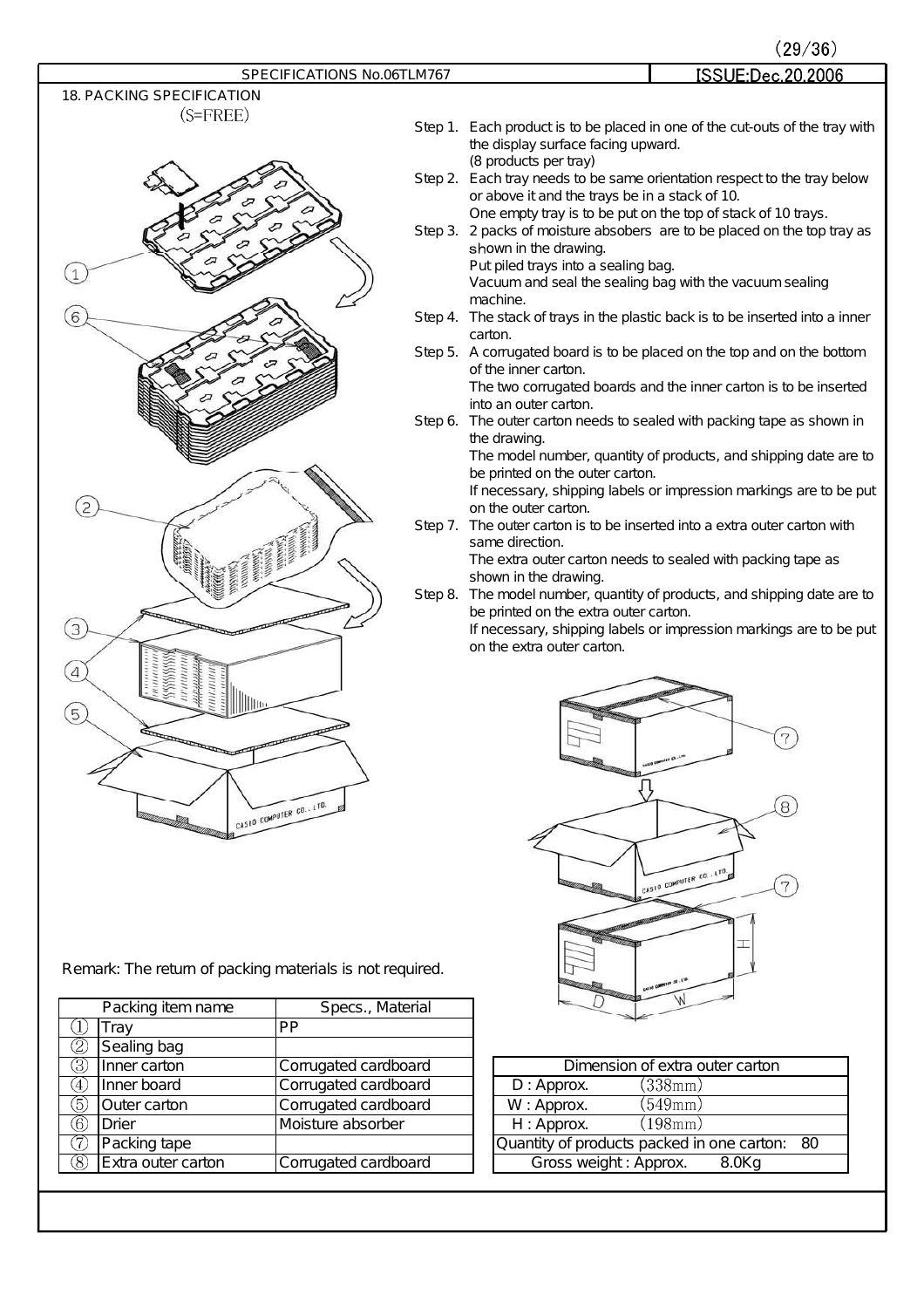## 18. PACKING SPECIFICATION

(S=FREE)

Step 1. Each product is to be placed in one of the cut-outs of the tray with the display surface facing upward. (8 products per tray)

Step 2. Each tray needs to be same orientation respect to the tray below or above it and the trays be in a stack of 10. One empty tray is to be put on the top of stack of 10 trays.

Step 3. 2 packs of moisture absobers are to be placed on the top tray as shown in the drawing. Put piled trays into a sealing bag. Vacuum and seal the sealing bag with the vacuum sealing machine.

Step 4. The stack of trays in the plastic back is to be inserted into a inner carton.

Step 5. A corrugated board is to be placed on the top and on the bottom of the inner carton. The two corrugated boards and the inner carton is to be inserted into an outer carton.

Step 6. The outer carton needs to sealed with packing tape as shown in the drawing. The model number, quantity of products, and shipping date are to be printed on the outer carton. If necessary, shipping labels or impression markings are to be put on the outer carton.

Step 7. The outer carton is to be inserted into a extra outer carton with same direction. The extra outer carton needs to sealed with packing tape as shown in the drawing.

Step 8. The model number, quantity of products, and shipping date are to be printed on the extra outer carton. If necessary, shipping labels or impression markings are to be put on the extra outer carton.

Remark: The return of packing materials is not required.

| | Packing item name | Specs., Material |
|---|---|---|
| ① | Tray | PP |
| ② | Sealing bag | |
| ③ | Inner carton | Corrugated cardboard |
| ④ | Inner board | Corrugated cardboard |
| ⑤ | Outer carton | Corrugated cardboard |
| ⑥ | Drier | Moisture absorber |
| ⑦ | Packing tape | |
| ⑧ | Extra outer carton | Corrugated cardboard |

| Dimension of extra outer carton | |
|---|---|
| D : Approx. | (338mm) |
| W : Approx. | (549mm) |
| H : Approx. | (198mm) |
| Quantity of products packed in one carton: | 80 |
| Gross weight : Approx. | 8.0Kg |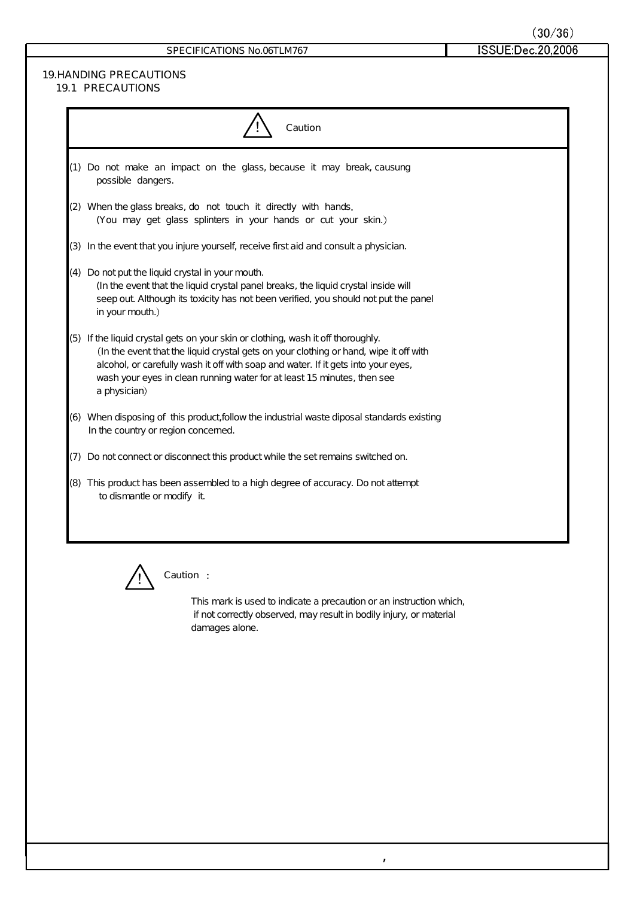## 19.HANDING PRECAUTIONS

### 19.1 PRECAUTIONS

⚠ Caution

(1) Do not make an impact on the glass, because it may break, causung possible dangers.

(2) When the glass breaks, do not touch it directly with hands, (You may get glass splinters in your hands or cut your skin.)

(3) In the event that you injure yourself, receive first aid and consult a physician.

(4) Do not put the liquid crystal in your mouth. (In the event that the liquid crystal panel breaks, the liquid crystal inside will seep out. Although its toxicity has not been verified, you should not put the panel in your mouth.)

(5) If the liquid crystal gets on your skin or clothing, wash it off thoroughly. (In the event that the liquid crystal gets on your clothing or hand, wipe it off with alcohol, or carefully wash it off with soap and water. If it gets into your eyes, wash your eyes in clean running water for at least 15 minutes, then see a physician)

(6) When disposing of this product,follow the industrial waste diposal standards existing In the country or region concerned.

(7) Do not connect or disconnect this product while the set remains switched on.

(8) This product has been assembled to a high degree of accuracy. Do not attempt to dismantle or modify it.

⚠ Caution :

This mark is used to indicate a precaution or an instruction which, if not correctly observed, may result in bodily injury, or material damages alone.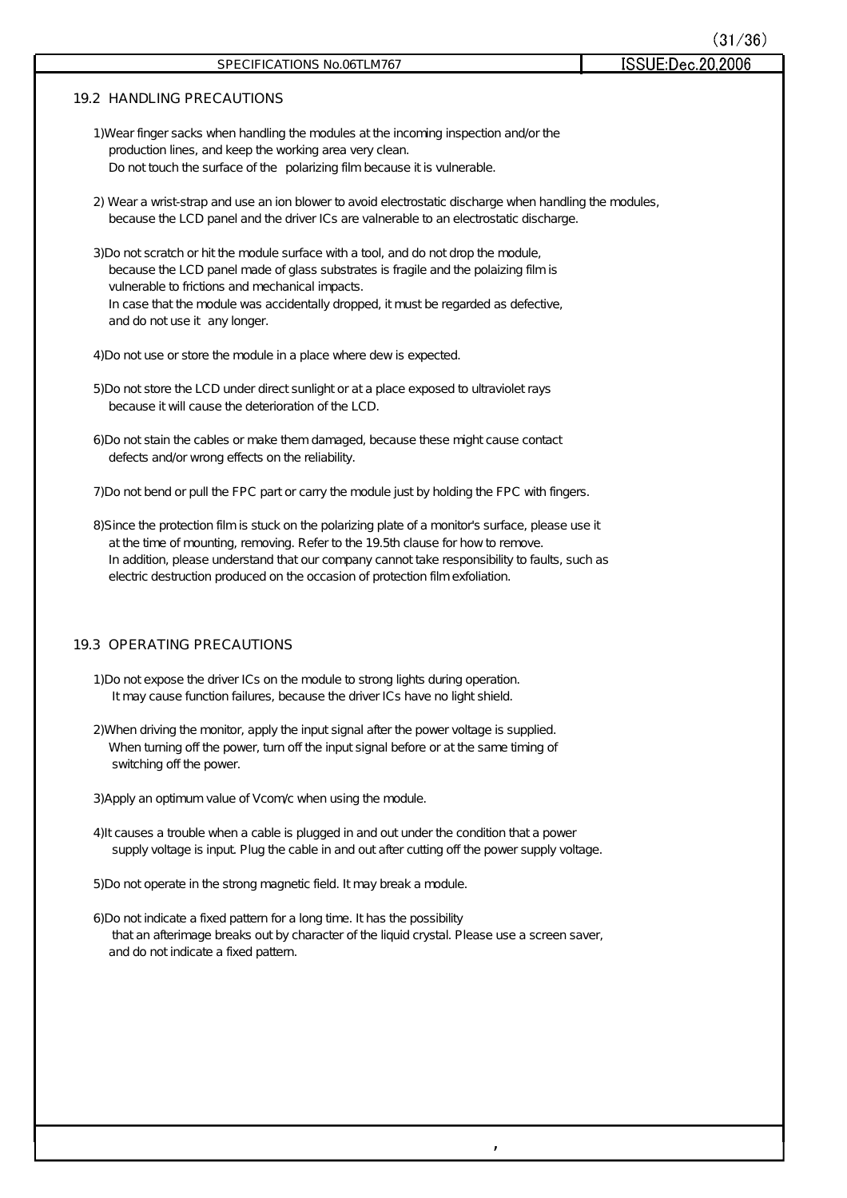## 19.2 HANDLING PRECAUTIONS

1)Wear finger sacks when handling the modules at the incoming inspection and/or the production lines, and keep the working area very clean.
Do not touch the surface of the polarizing film because it is vulnerable.

2) Wear a wrist-strap and use an ion blower to avoid electrostatic discharge when handling the modules, because the LCD panel and the driver ICs are valnerable to an electrostatic discharge.

3)Do not scratch or hit the module surface with a tool, and do not drop the module, because the LCD panel made of glass substrates is fragile and the polaizing film is vulnerable to frictions and mechanical impacts.
In case that the module was accidentally dropped, it must be regarded as defective, and do not use it any longer.

4)Do not use or store the module in a place where dew is expected.

5)Do not store the LCD under direct sunlight or at a place exposed to ultraviolet rays because it will cause the deterioration of the LCD.

6)Do not stain the cables or make them damaged, because these might cause contact defects and/or wrong effects on the reliability.

7)Do not bend or pull the FPC part or carry the module just by holding the FPC with fingers.

8)Since the protection film is stuck on the polarizing plate of a monitor's surface, please use it at the time of mounting, removing. Refer to the 19.5th clause for how to remove.
In addition, please understand that our company cannot take responsibility to faults, such as electric destruction produced on the occasion of protection film exfoliation.

## 19.3 OPERATING PRECAUTIONS

1)Do not expose the driver ICs on the module to strong lights during operation.
It may cause function failures, because the driver ICs have no light shield.

2)When driving the monitor, apply the input signal after the power voltage is supplied.
When turning off the power, turn off the input signal before or at the same timing of switching off the power.

3)Apply an optimum value of Vcom/c when using the module.

4)It causes a trouble when a cable is plugged in and out under the condition that a power supply voltage is input. Plug the cable in and out after cutting off the power supply voltage.

5)Do not operate in the strong magnetic field. It may break a module.

6)Do not indicate a fixed pattern for a long time. It has the possibility that an afterimage breaks out by character of the liquid crystal. Please use a screen saver, and do not indicate a fixed pattern.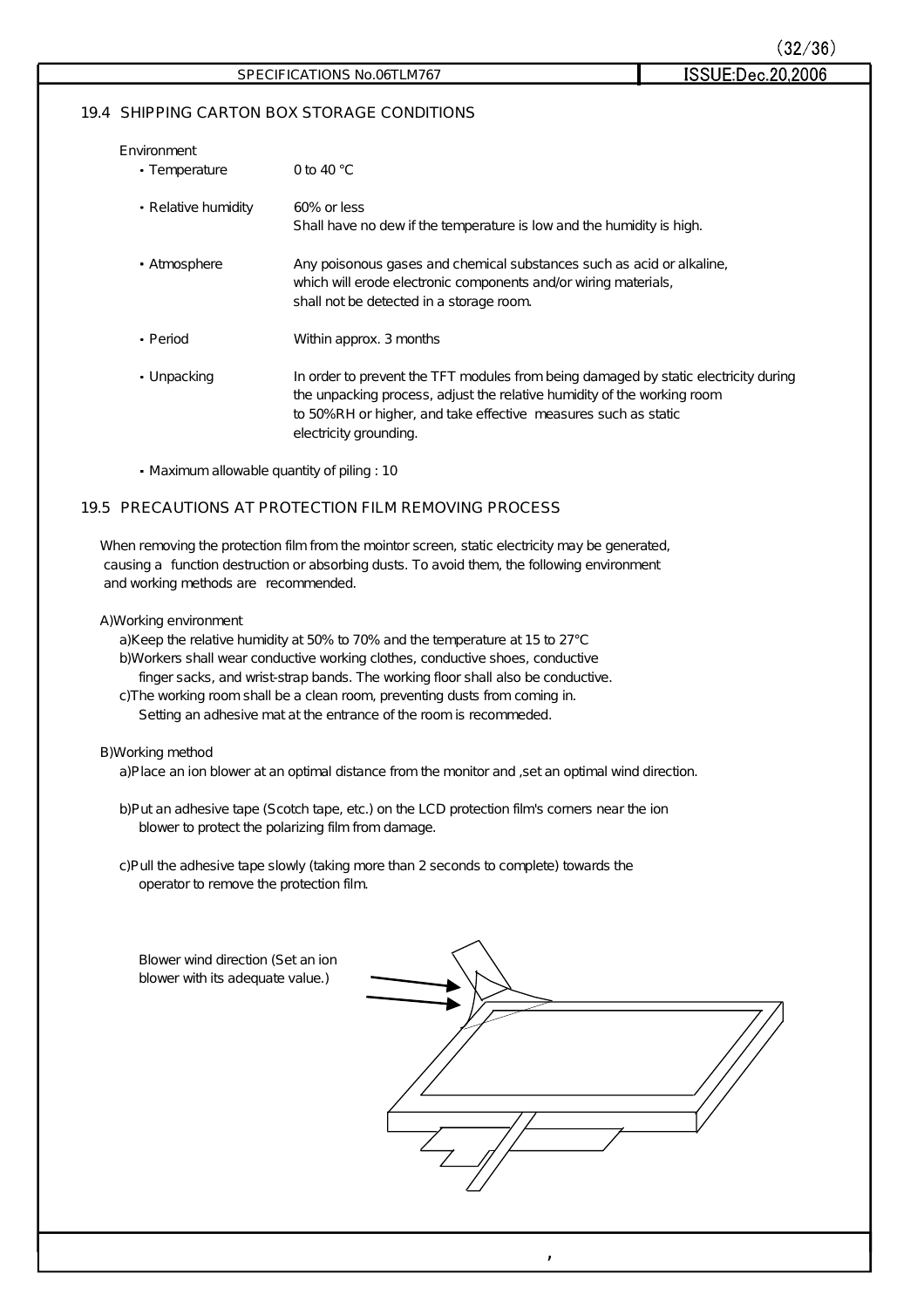## 19.4 SHIPPING CARTON BOX STORAGE CONDITIONS

Environment

- Temperature: 0 to 40 °C
- Relative humidity: 60% or less
  Shall have no dew if the temperature is low and the humidity is high.
- Atmosphere: Any poisonous gases and chemical substances such as acid or alkaline, which will erode electronic components and/or wiring materials, shall not be detected in a storage room.
- Period: Within approx. 3 months
- Unpacking: In order to prevent the TFT modules from being damaged by static electricity during the unpacking process, adjust the relative humidity of the working room to 50%RH or higher, and take effective measures such as static electricity grounding.
- Maximum allowable quantity of piling : 10

## 19.5 PRECAUTIONS AT PROTECTION FILM REMOVING PROCESS

When removing the protection film from the mointor screen, static electricity may be generated, causing a function destruction or absorbing dusts. To avoid them, the following environment and working methods are recommended.

A)Working environment

a)Keep the relative humidity at 50% to 70% and the temperature at 15 to 27°C

b)Workers shall wear conductive working clothes, conductive shoes, conductive finger sacks, and wrist-strap bands. The working floor shall also be conductive.

c)The working room shall be a clean room, preventing dusts from coming in. Setting an adhesive mat at the entrance of the room is recommeded.

B)Working method

a)Place an ion blower at an optimal distance from the monitor and ,set an optimal wind direction.

b)Put an adhesive tape (Scotch tape, etc.) on the LCD protection film's corners near the ion blower to protect the polarizing film from damage.

c)Pull the adhesive tape slowly (taking more than 2 seconds to complete) towards the operator to remove the protection film.

Blower wind direction (Set an ion blower with its adequate value.)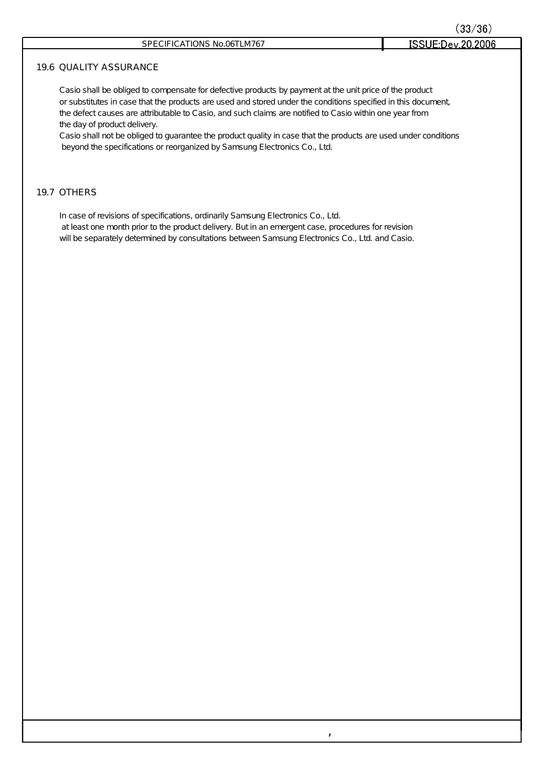## 19.6 QUALITY ASSURANCE

Casio shall be obliged to compensate for defective products by payment at the unit price of the product or substitutes in case that the products are used and stored under the conditions specified in this document, the defect causes are attributable to Casio, and such claims are notified to Casio within one year from the day of product delivery.

Casio shall not be obliged to guarantee the product quality in case that the products are used under conditions beyond the specifications or reorganized by Samsung Electronics Co., Ltd.

## 19.7 OTHERS

In case of revisions of specifications, ordinarily Samsung Electronics Co., Ltd. at least one month prior to the product delivery. But in an emergent case, procedures for revision will be separately determined by consultations between Samsung Electronics Co., Ltd. and Casio.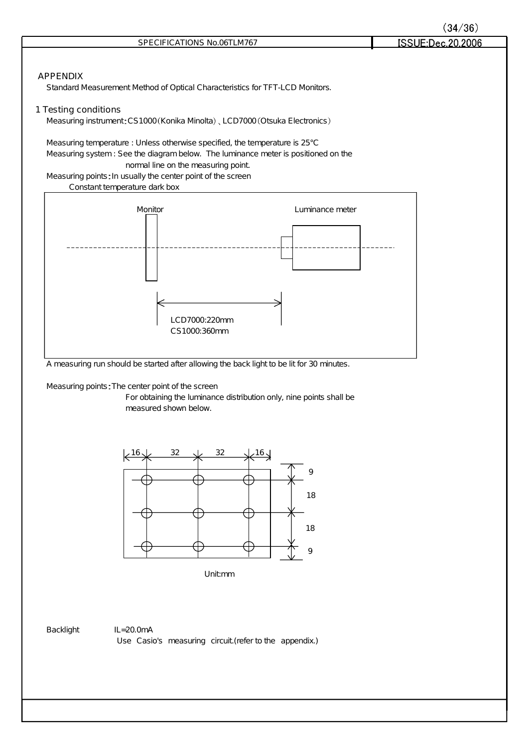## APPENDIX

Standard Measurement Method of Optical Characteristics for TFT-LCD Monitors.

### 1 Testing conditions

Measuring instrument：CS1000（Konika Minolta）、LCD7000（Otsuka Electronics）

Measuring temperature : Unless otherwise specified, the temperature is 25℃

Measuring system : See the diagram below. The luminance meter is positioned on the normal line on the measuring point.

Measuring points：In usually the center point of the screen

Constant temperature dark box

Monitor

Luminance meter

LCD7000:220mm
CS1000:360mm

A measuring run should be started after allowing the back light to be lit for 30 minutes.

Measuring points：The center point of the screen
For obtaining the luminance distribution only, nine points shall be measured shown below.

16 32 32 16

9 18 18 9

Unit:mm

Backlight IL=20.0mA
Use Casio's measuring circuit.(refer to the appendix.)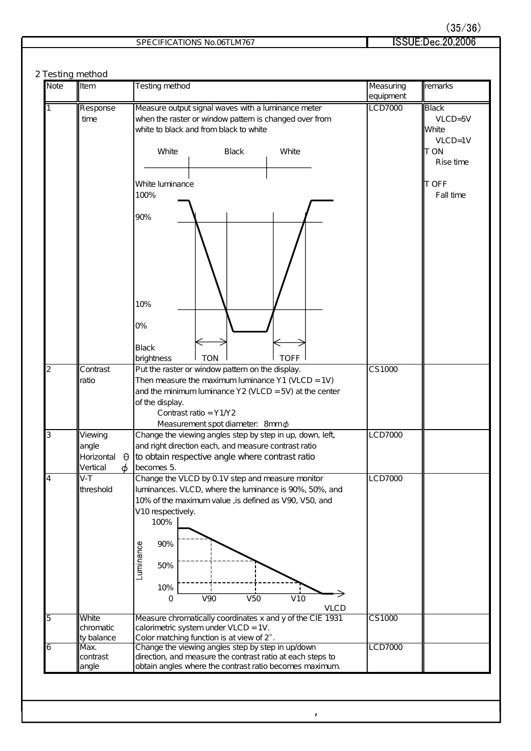## 2 Testing method

| Note | Item | Testing method | Measuring equipment | remarks |
|---|---|---|---|---|
| 1 | Response time | Measure output signal waves with a luminance meter when the raster or window pattern is changed over from white to black and from black to white<br><br>White / Black / White<br><br>White luminance 100%, 90%, 10%, 0%, Black brightness, TON, TOFF | LCD7000 | Black VLCD=5V<br>White VLCD=1V<br>T ON Rise time<br>T OFF Fall time |
| 2 | Contrast ratio | Put the raster or window pattern on the display.<br>Then measure the maximum luminance Y1 (VLCD = 1V) and the minimum luminance Y2 (VLCD = 5V) at the center of the display.<br>Contrast ratio = Y1/Y2<br>Measurement spot diameter: 8mm$\phi$ | CS1000 | |
| 3 | Viewing angle<br>Horizontal $\theta$<br>Vertical $\phi$ | Change the viewing angles step by step in up, down, left, and right direction each, and measure contrast ratio to obtain respective angle where contrast ratio becomes 5. | LCD7000 | |
| 4 | V-T threshold | Change the VLCD by 0.1V step and measure monitor luminances. VLCD, where the luminance is 90%, 50%, and 10% of the maximum value ,is defined as V90, V50, and V10 respectively.<br><br>Luminance: 100%, 90%, 50%, 10%, 0; VLCD: V90, V50, V10 | LCD7000 | |
| 5 | White chromaticity balance | Measure chromatically coordinates x and y of the CIE 1931 calorimetric system under VLCD = 1V.<br>Color matching function is at view of 2°. | CS1000 | |
| 6 | Max. contrast angle | Change the viewing angles step by step in up/down direction, and measure the contrast ratio at each steps to obtain angles where the contrast ratio becomes maximum. | LCD7000 | |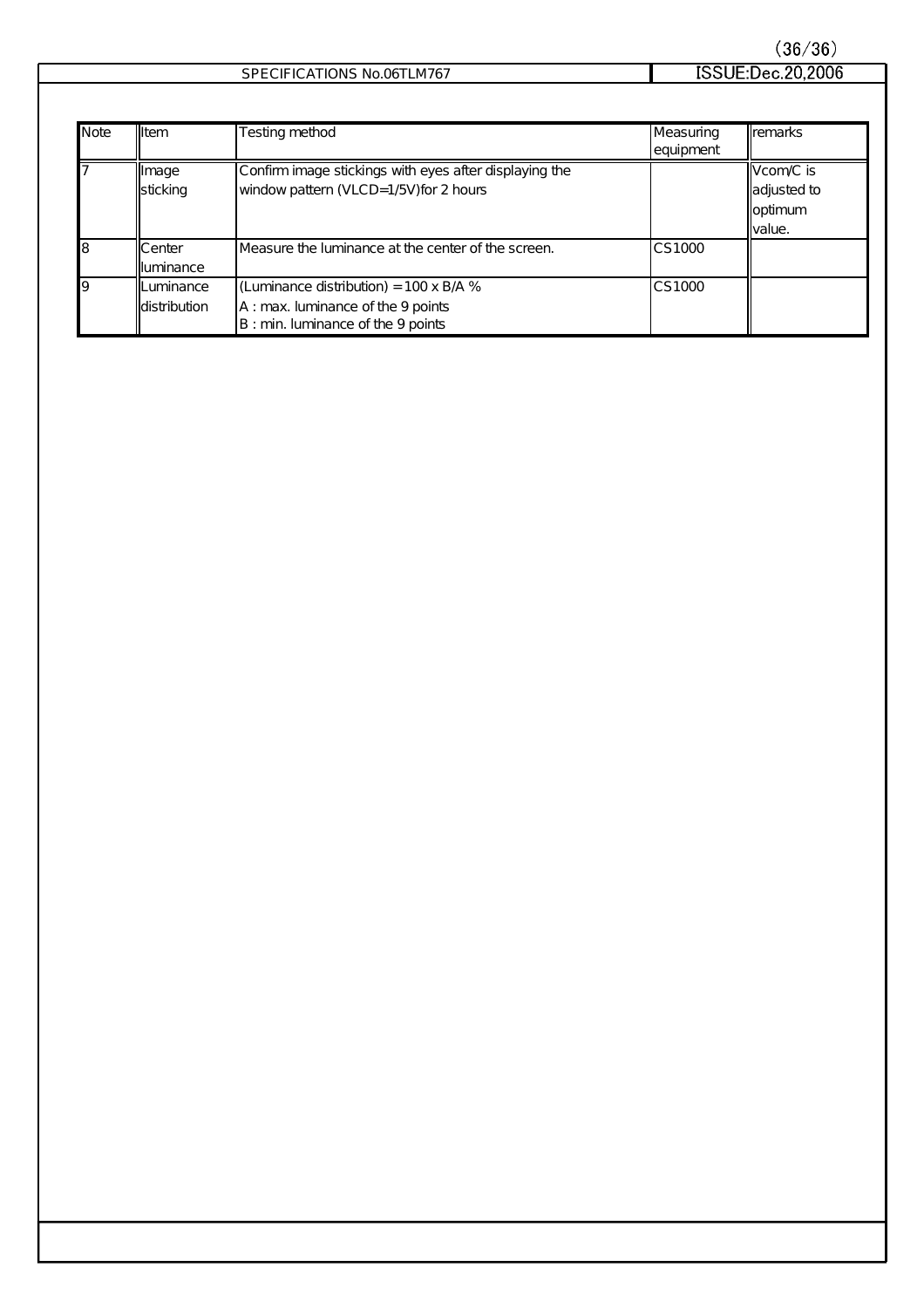| Note | Item | Testing method | Measuring equipment | remarks |
|---|---|---|---|---|
| 7 | Image sticking | Confirm image stickings with eyes after displaying the window pattern (VLCD=1/5V)for 2 hours | | Vcom/C is adjusted to optimum value. |
| 8 | Center luminance | Measure the luminance at the center of the screen. | CS1000 | |
| 9 | Luminance distribution | (Luminance distribution) = 100 x B/A %<br>A : max. luminance of the 9 points<br>B : min. luminance of the 9 points | CS1000 | |